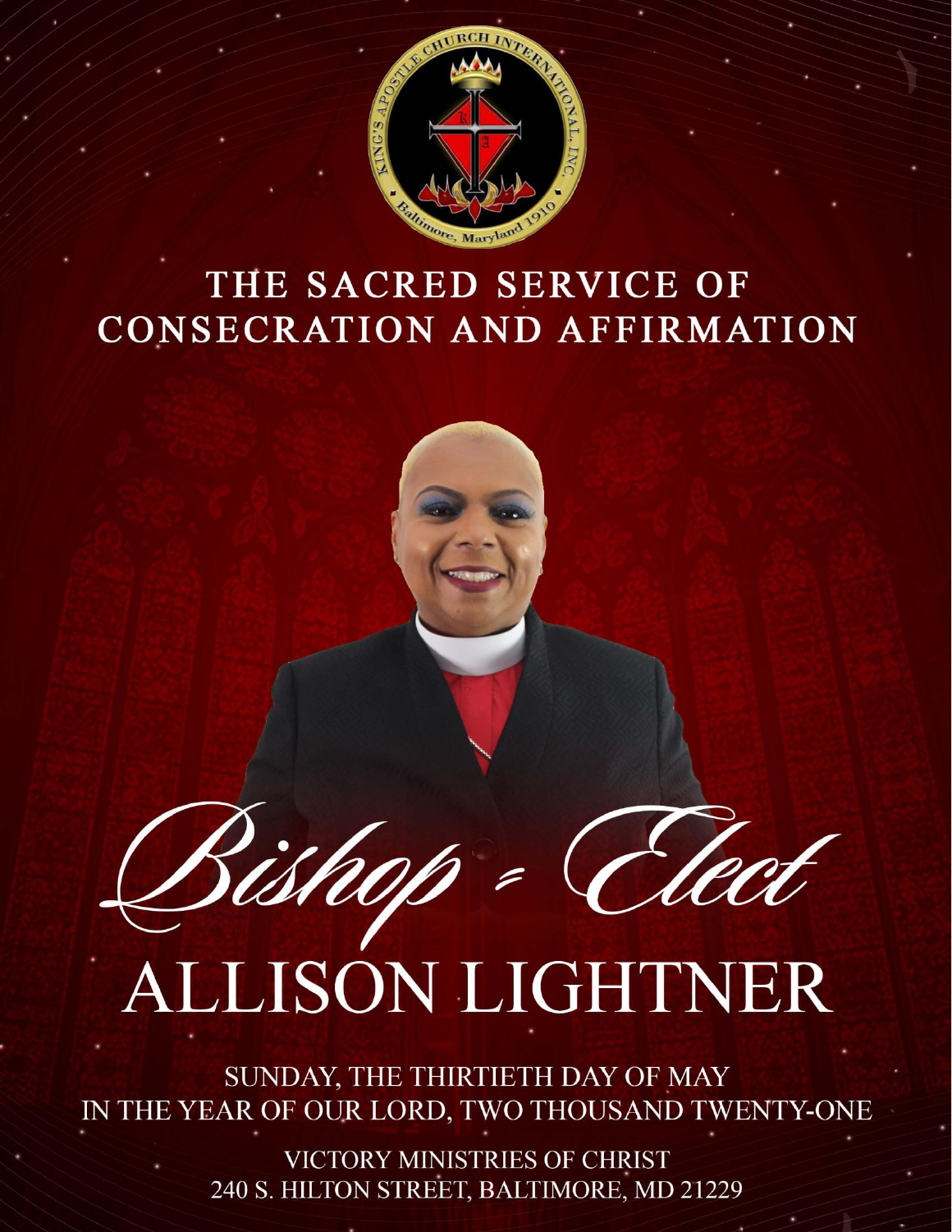# THE SACRED SERVICE OF CONSECRATION AND AFFIRMATION

*Bishop - Elect*

# ALLISON LIGHTNER

SUNDAY, THE THIRTIETH DAY OF MAY
IN THE YEAR OF OUR LORD, TWO THOUSAND TWENTY-ONE

VICTORY MINISTRIES OF CHRIST
240 S. HILTON STREET, BALTIMORE, MD 21229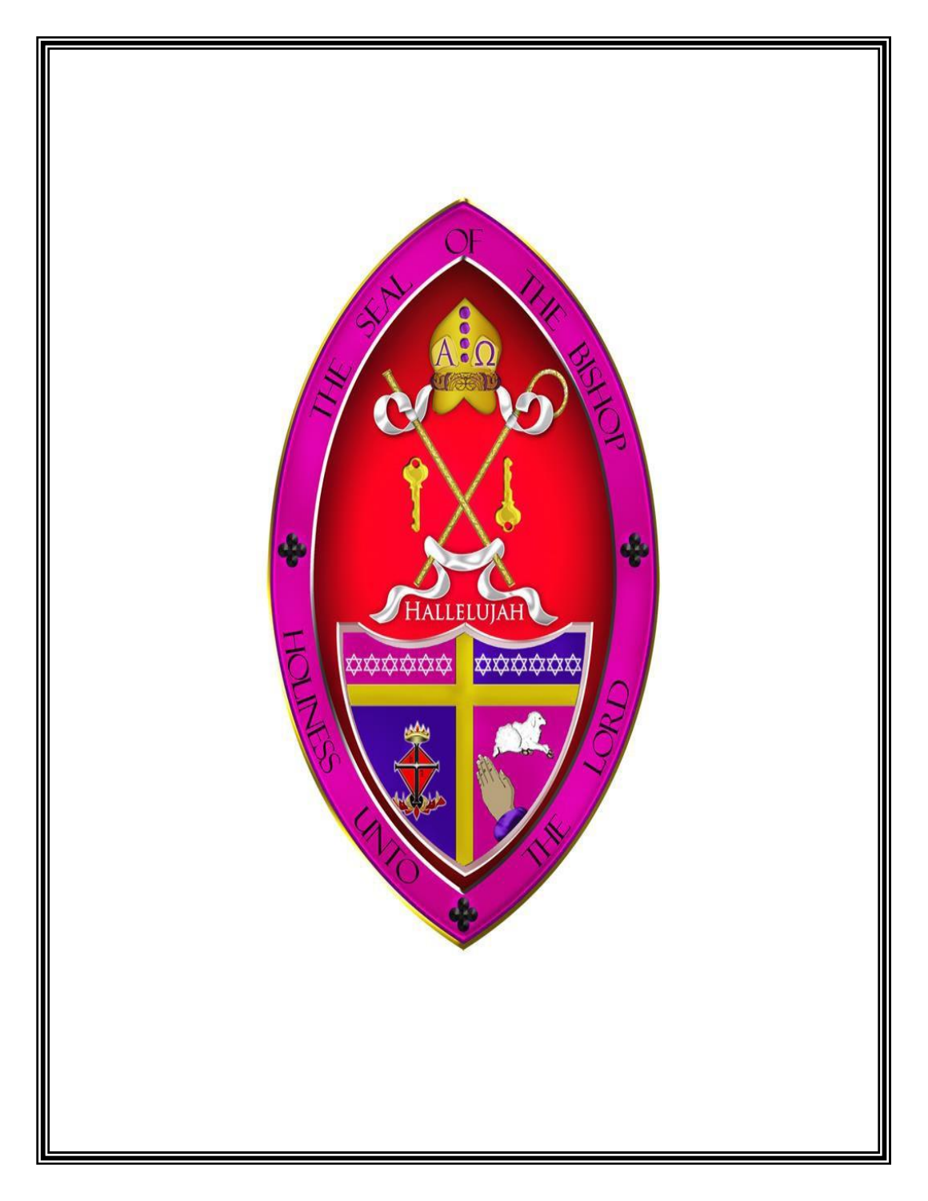THE SEAL OF THE BISHOP

A Ω

HALLELUJAH

HOLINESS UNTO THE LORD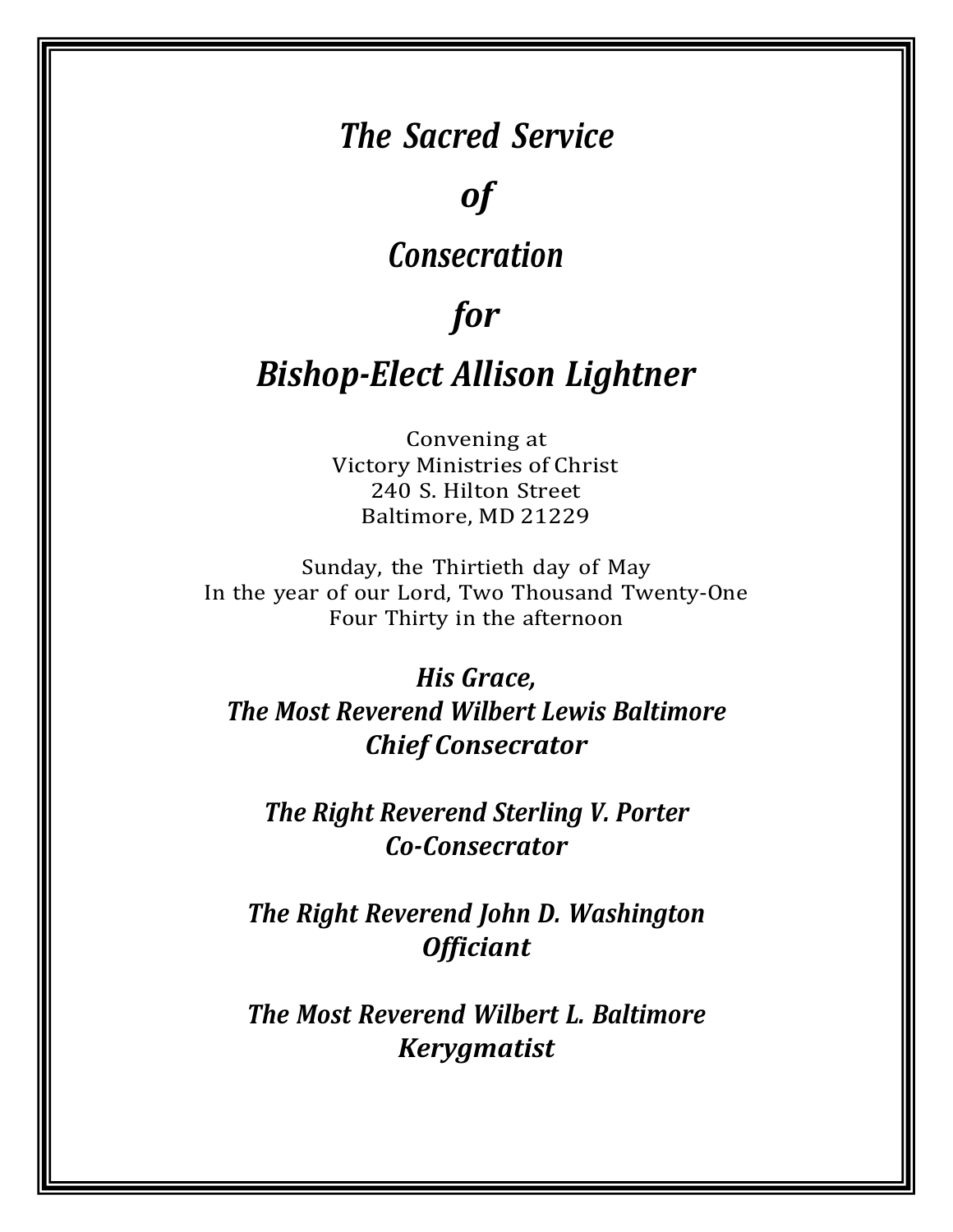# *The Sacred Service*

# *of*

# *Consecration*

# *for*

# *Bishop-Elect Allison Lightner*

Convening at
Victory Ministries of Christ
240 S. Hilton Street
Baltimore, MD 21229

Sunday, the Thirtieth day of May
In the year of our Lord, Two Thousand Twenty-One
Four Thirty in the afternoon

***His Grace,***
***The Most Reverend Wilbert Lewis Baltimore***
***Chief Consecrator***

***The Right Reverend Sterling V. Porter***
***Co-Consecrator***

***The Right Reverend John D. Washington***
***Officiant***

***The Most Reverend Wilbert L. Baltimore***
***Kerygmatist***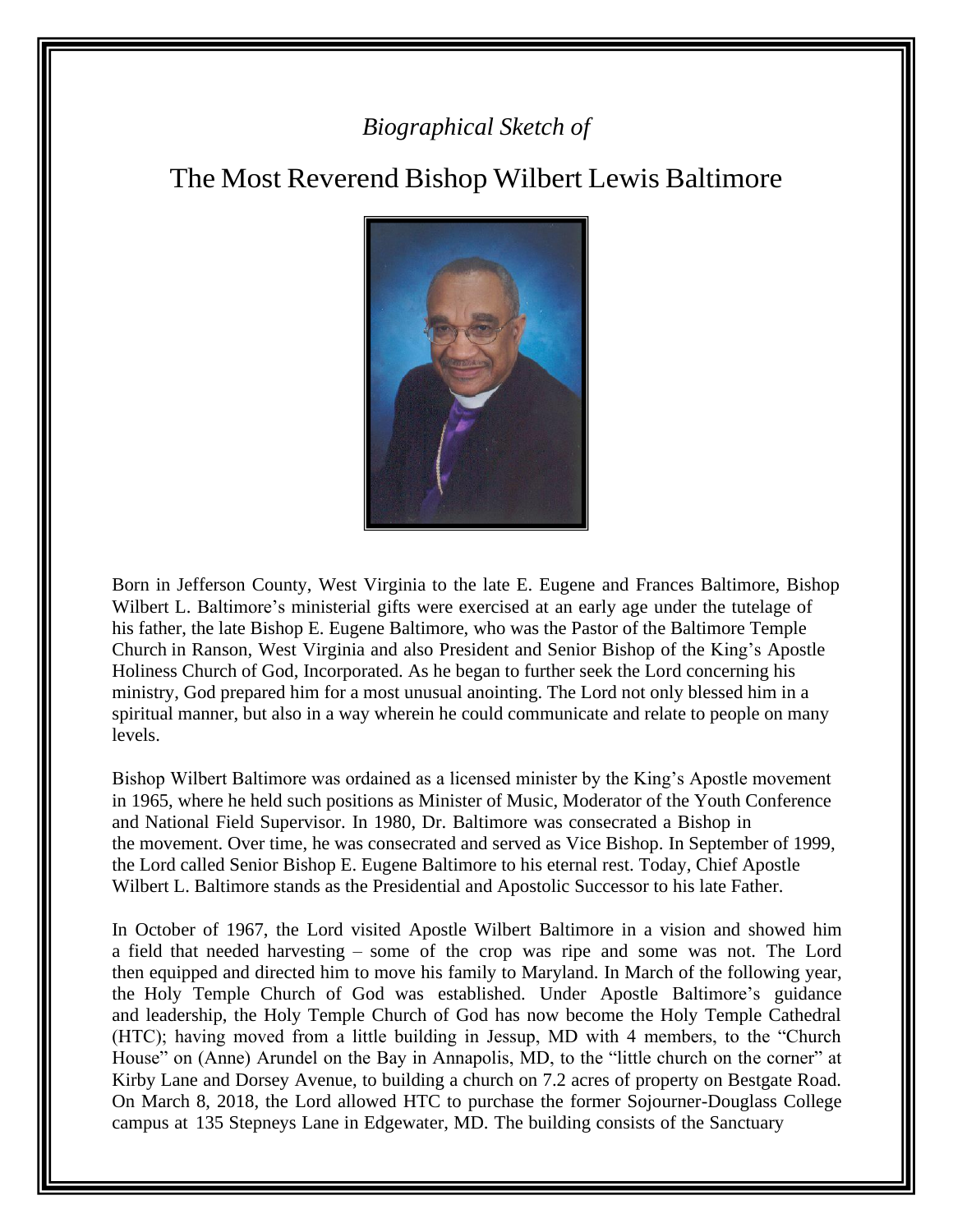*Biographical Sketch of*

# The Most Reverend Bishop Wilbert Lewis Baltimore

Born in Jefferson County, West Virginia to the late E. Eugene and Frances Baltimore, Bishop Wilbert L. Baltimore's ministerial gifts were exercised at an early age under the tutelage of his father, the late Bishop E. Eugene Baltimore, who was the Pastor of the Baltimore Temple Church in Ranson, West Virginia and also President and Senior Bishop of the King's Apostle Holiness Church of God, Incorporated. As he began to further seek the Lord concerning his ministry, God prepared him for a most unusual anointing. The Lord not only blessed him in a spiritual manner, but also in a way wherein he could communicate and relate to people on many levels.

Bishop Wilbert Baltimore was ordained as a licensed minister by the King's Apostle movement in 1965, where he held such positions as Minister of Music, Moderator of the Youth Conference and National Field Supervisor. In 1980, Dr. Baltimore was consecrated a Bishop in the movement. Over time, he was consecrated and served as Vice Bishop. In September of 1999, the Lord called Senior Bishop E. Eugene Baltimore to his eternal rest. Today, Chief Apostle Wilbert L. Baltimore stands as the Presidential and Apostolic Successor to his late Father.

In October of 1967, the Lord visited Apostle Wilbert Baltimore in a vision and showed him a field that needed harvesting – some of the crop was ripe and some was not. The Lord then equipped and directed him to move his family to Maryland. In March of the following year, the Holy Temple Church of God was established. Under Apostle Baltimore's guidance and leadership, the Holy Temple Church of God has now become the Holy Temple Cathedral (HTC); having moved from a little building in Jessup, MD with 4 members, to the "Church House" on (Anne) Arundel on the Bay in Annapolis, MD, to the "little church on the corner" at Kirby Lane and Dorsey Avenue, to building a church on 7.2 acres of property on Bestgate Road. On March 8, 2018, the Lord allowed HTC to purchase the former Sojourner-Douglass College campus at 135 Stepneys Lane in Edgewater, MD. The building consists of the Sanctuary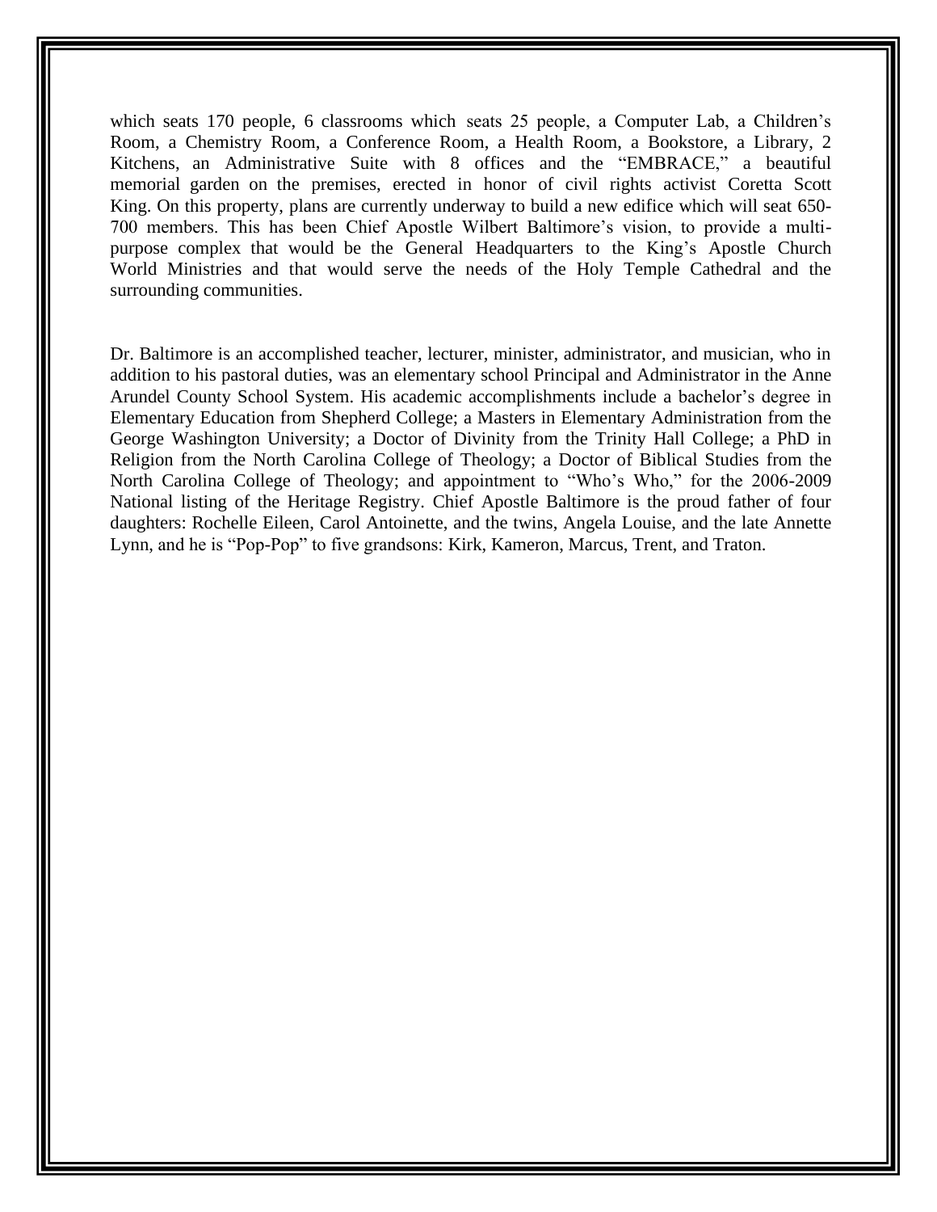which seats 170 people, 6 classrooms which seats 25 people, a Computer Lab, a Children's Room, a Chemistry Room, a Conference Room, a Health Room, a Bookstore, a Library, 2 Kitchens, an Administrative Suite with 8 offices and the "EMBRACE," a beautiful memorial garden on the premises, erected in honor of civil rights activist Coretta Scott King. On this property, plans are currently underway to build a new edifice which will seat 650-700 members. This has been Chief Apostle Wilbert Baltimore's vision, to provide a multi-purpose complex that would be the General Headquarters to the King's Apostle Church World Ministries and that would serve the needs of the Holy Temple Cathedral and the surrounding communities.

Dr. Baltimore is an accomplished teacher, lecturer, minister, administrator, and musician, who in addition to his pastoral duties, was an elementary school Principal and Administrator in the Anne Arundel County School System. His academic accomplishments include a bachelor's degree in Elementary Education from Shepherd College; a Masters in Elementary Administration from the George Washington University; a Doctor of Divinity from the Trinity Hall College; a PhD in Religion from the North Carolina College of Theology; a Doctor of Biblical Studies from the North Carolina College of Theology; and appointment to "Who's Who," for the 2006-2009 National listing of the Heritage Registry. Chief Apostle Baltimore is the proud father of four daughters: Rochelle Eileen, Carol Antoinette, and the twins, Angela Louise, and the late Annette Lynn, and he is "Pop-Pop" to five grandsons: Kirk, Kameron, Marcus, Trent, and Traton.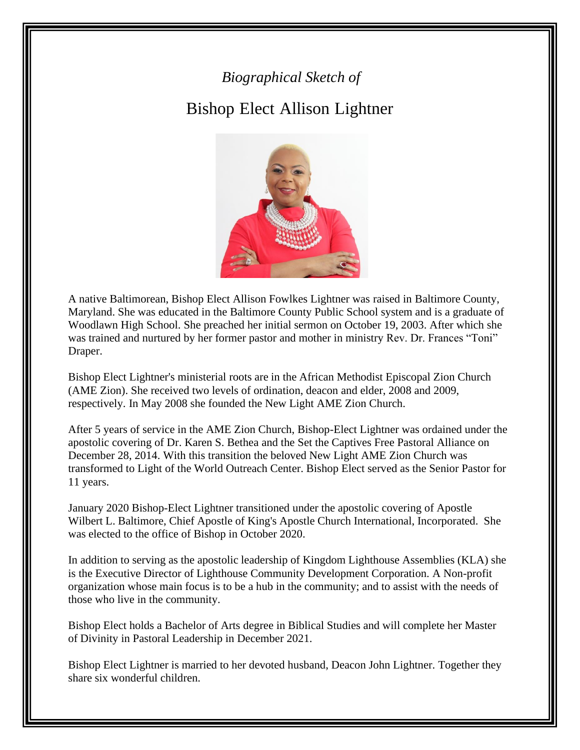*Biographical Sketch of*

# Bishop Elect Allison Lightner

A native Baltimorean, Bishop Elect Allison Fowlkes Lightner was raised in Baltimore County, Maryland. She was educated in the Baltimore County Public School system and is a graduate of Woodlawn High School. She preached her initial sermon on October 19, 2003. After which she was trained and nurtured by her former pastor and mother in ministry Rev. Dr. Frances "Toni" Draper.

Bishop Elect Lightner's ministerial roots are in the African Methodist Episcopal Zion Church (AME Zion). She received two levels of ordination, deacon and elder, 2008 and 2009, respectively. In May 2008 she founded the New Light AME Zion Church.

After 5 years of service in the AME Zion Church, Bishop-Elect Lightner was ordained under the apostolic covering of Dr. Karen S. Bethea and the Set the Captives Free Pastoral Alliance on December 28, 2014. With this transition the beloved New Light AME Zion Church was transformed to Light of the World Outreach Center. Bishop Elect served as the Senior Pastor for 11 years.

January 2020 Bishop-Elect Lightner transitioned under the apostolic covering of Apostle Wilbert L. Baltimore, Chief Apostle of King's Apostle Church International, Incorporated. She was elected to the office of Bishop in October 2020.

In addition to serving as the apostolic leadership of Kingdom Lighthouse Assemblies (KLA) she is the Executive Director of Lighthouse Community Development Corporation. A Non-profit organization whose main focus is to be a hub in the community; and to assist with the needs of those who live in the community.

Bishop Elect holds a Bachelor of Arts degree in Biblical Studies and will complete her Master of Divinity in Pastoral Leadership in December 2021.

Bishop Elect Lightner is married to her devoted husband, Deacon John Lightner. Together they share six wonderful children.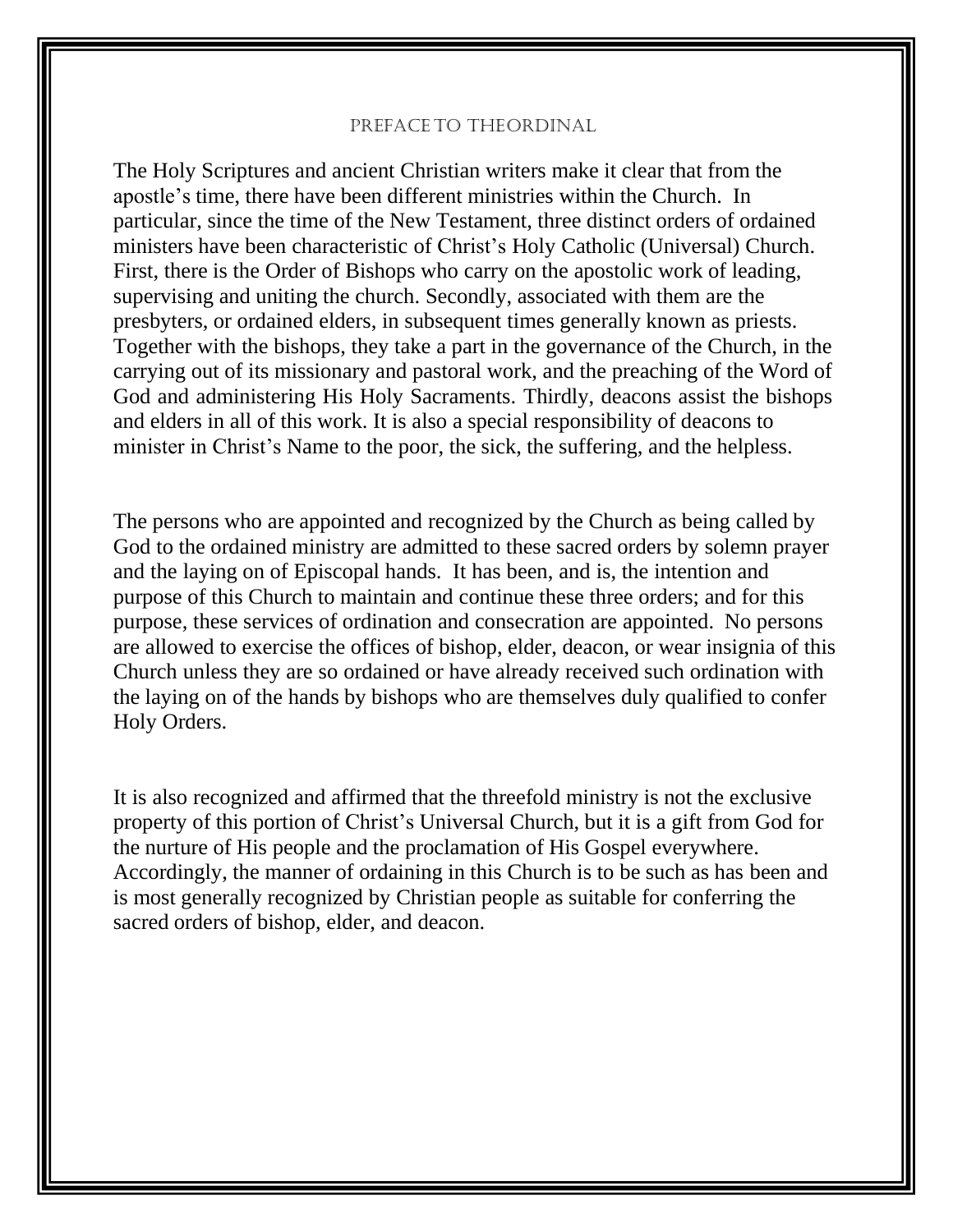## PREFACE TO THEORDINAL

The Holy Scriptures and ancient Christian writers make it clear that from the apostle's time, there have been different ministries within the Church. In particular, since the time of the New Testament, three distinct orders of ordained ministers have been characteristic of Christ's Holy Catholic (Universal) Church. First, there is the Order of Bishops who carry on the apostolic work of leading, supervising and uniting the church. Secondly, associated with them are the presbyters, or ordained elders, in subsequent times generally known as priests. Together with the bishops, they take a part in the governance of the Church, in the carrying out of its missionary and pastoral work, and the preaching of the Word of God and administering His Holy Sacraments. Thirdly, deacons assist the bishops and elders in all of this work. It is also a special responsibility of deacons to minister in Christ's Name to the poor, the sick, the suffering, and the helpless.

The persons who are appointed and recognized by the Church as being called by God to the ordained ministry are admitted to these sacred orders by solemn prayer and the laying on of Episcopal hands. It has been, and is, the intention and purpose of this Church to maintain and continue these three orders; and for this purpose, these services of ordination and consecration are appointed. No persons are allowed to exercise the offices of bishop, elder, deacon, or wear insignia of this Church unless they are so ordained or have already received such ordination with the laying on of the hands by bishops who are themselves duly qualified to confer Holy Orders.

It is also recognized and affirmed that the threefold ministry is not the exclusive property of this portion of Christ's Universal Church, but it is a gift from God for the nurture of His people and the proclamation of His Gospel everywhere. Accordingly, the manner of ordaining in this Church is to be such as has been and is most generally recognized by Christian people as suitable for conferring the sacred orders of bishop, elder, and deacon.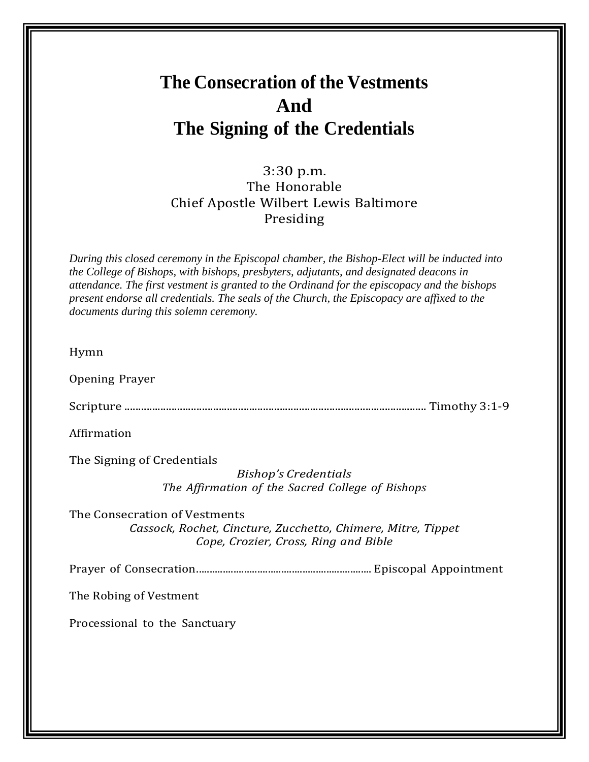# The Consecration of the Vestments
# And
# The Signing of the Credentials

3:30 p.m.
The Honorable
Chief Apostle Wilbert Lewis Baltimore
Presiding

*During this closed ceremony in the Episcopal chamber, the Bishop-Elect will be inducted into the College of Bishops, with bishops, presbyters, adjutants, and designated deacons in attendance. The first vestment is granted to the Ordinand for the episcopacy and the bishops present endorse all credentials. The seals of the Church, the Episcopacy are affixed to the documents during this solemn ceremony.*

Hymn

Opening Prayer

Scripture ........................................................................................................ Timothy 3:1-9

Affirmation

The Signing of Credentials

*Bishop's Credentials*
*The Affirmation of the Sacred College of Bishops*

The Consecration of Vestments

*Cassock, Rochet, Cincture, Zucchetto, Chimere, Mitre, Tippet*
*Cope, Crozier, Cross, Ring and Bible*

Prayer of Consecration.................................................................. Episcopal Appointment

The Robing of Vestment

Processional to the Sanctuary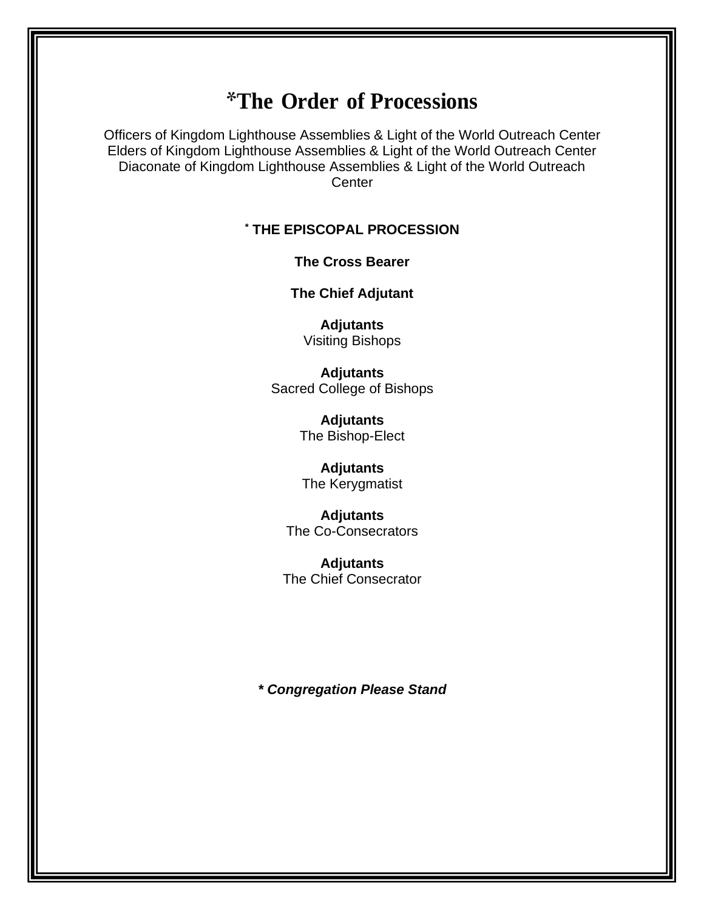# *The Order of Processions

Officers of Kingdom Lighthouse Assemblies & Light of the World Outreach Center
Elders of Kingdom Lighthouse Assemblies & Light of the World Outreach Center
Diaconate of Kingdom Lighthouse Assemblies & Light of the World Outreach Center

**\* THE EPISCOPAL PROCESSION**

**The Cross Bearer**

**The Chief Adjutant**

**Adjutants**
Visiting Bishops

**Adjutants**
Sacred College of Bishops

**Adjutants**
The Bishop-Elect

**Adjutants**
The Kerygmatist

**Adjutants**
The Co-Consecrators

**Adjutants**
The Chief Consecrator

***\* Congregation Please Stand***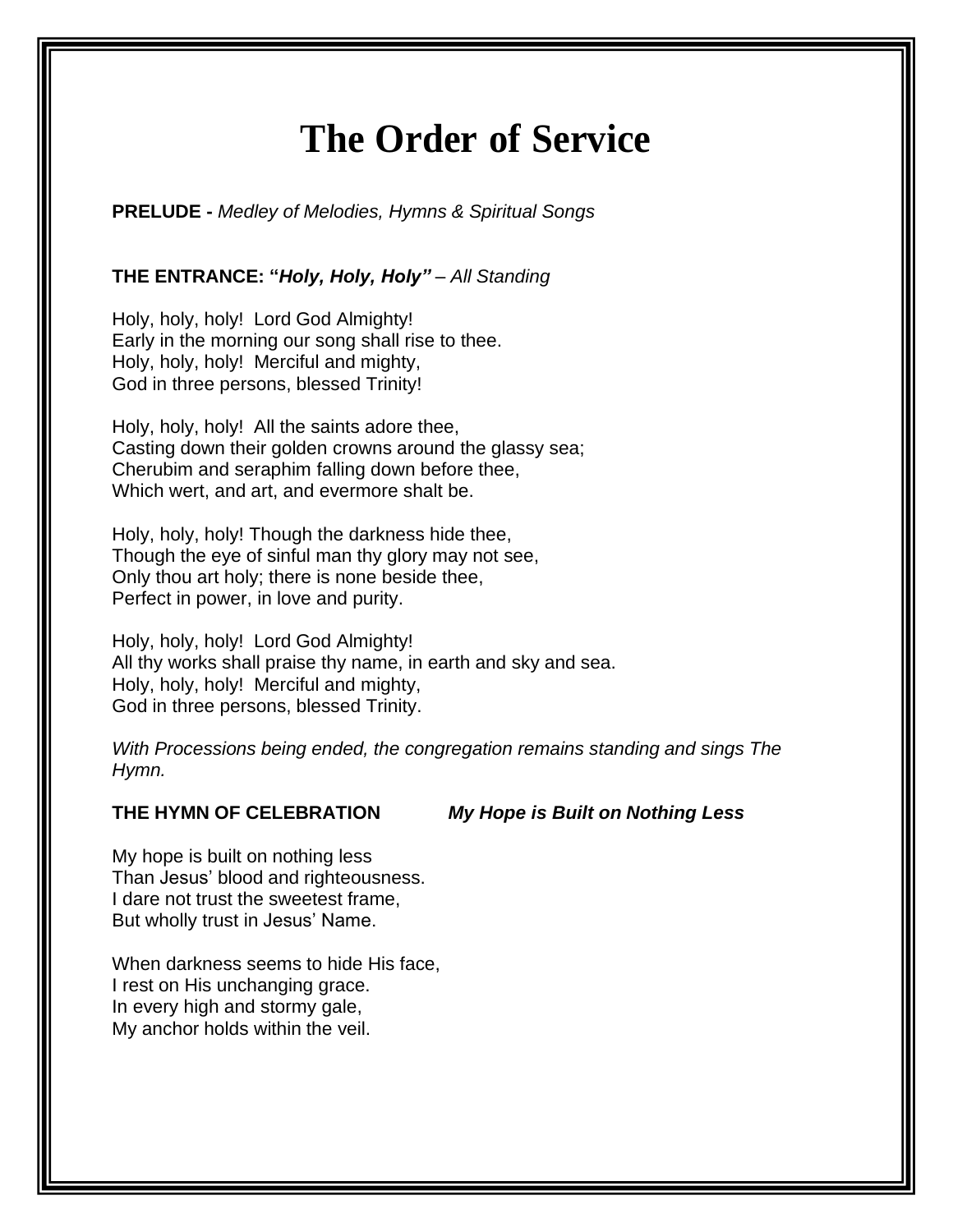# The Order of Service

**PRELUDE -** *Medley of Melodies, Hymns & Spiritual Songs*

**THE ENTRANCE: "*Holy, Holy, Holy"*** *– All Standing*

Holy, holy, holy! Lord God Almighty!
Early in the morning our song shall rise to thee.
Holy, holy, holy! Merciful and mighty,
God in three persons, blessed Trinity!

Holy, holy, holy! All the saints adore thee,
Casting down their golden crowns around the glassy sea;
Cherubim and seraphim falling down before thee,
Which wert, and art, and evermore shalt be.

Holy, holy, holy! Though the darkness hide thee,
Though the eye of sinful man thy glory may not see,
Only thou art holy; there is none beside thee,
Perfect in power, in love and purity.

Holy, holy, holy! Lord God Almighty!
All thy works shall praise thy name, in earth and sky and sea.
Holy, holy, holy! Merciful and mighty,
God in three persons, blessed Trinity.

*With Processions being ended, the congregation remains standing and sings The Hymn.*

**THE HYMN OF CELEBRATION** ***My Hope is Built on Nothing Less***

My hope is built on nothing less
Than Jesus' blood and righteousness.
I dare not trust the sweetest frame,
But wholly trust in Jesus' Name.

When darkness seems to hide His face,
I rest on His unchanging grace.
In every high and stormy gale,
My anchor holds within the veil.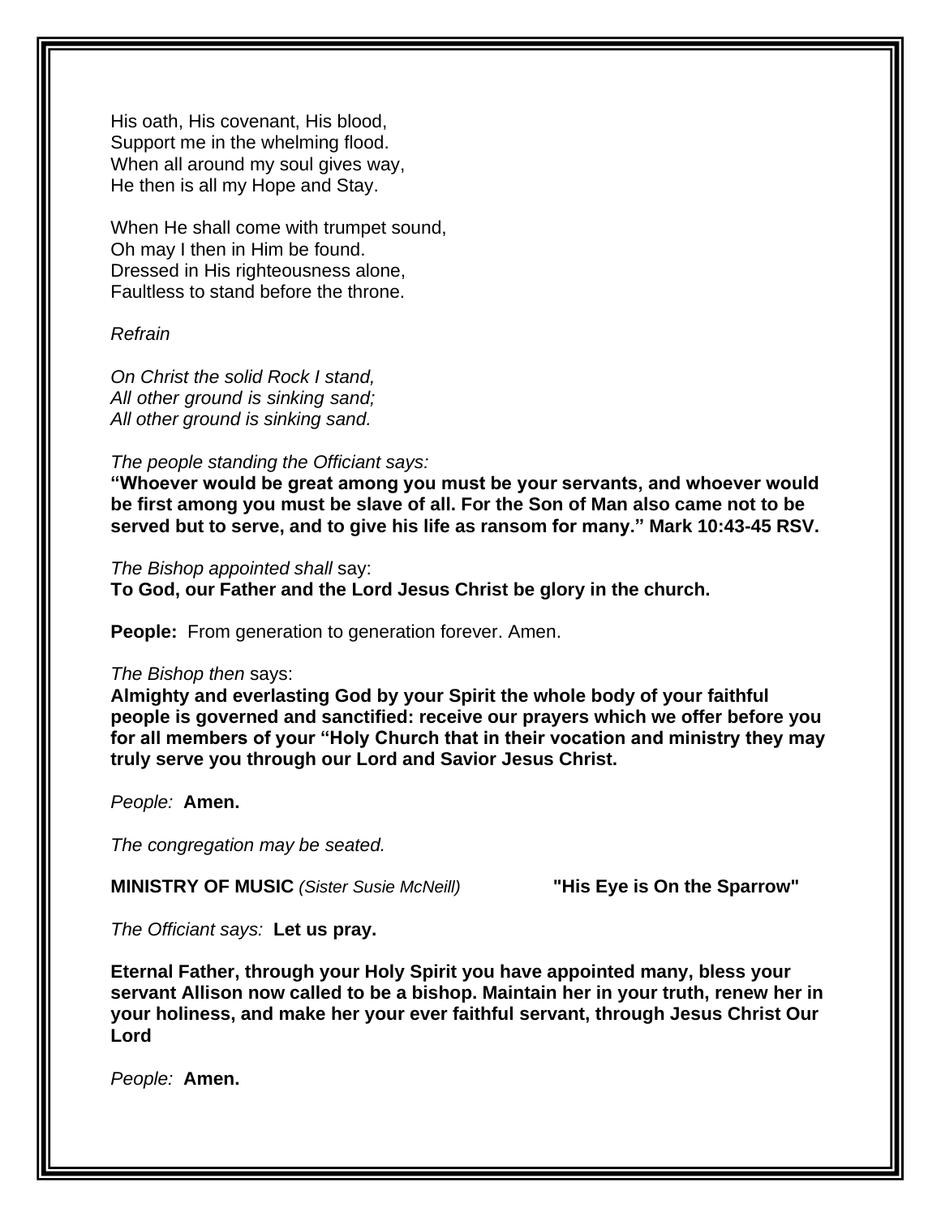His oath, His covenant, His blood,
Support me in the whelming flood.
When all around my soul gives way,
He then is all my Hope and Stay.

When He shall come with trumpet sound,
Oh may I then in Him be found.
Dressed in His righteousness alone,
Faultless to stand before the throne.

*Refrain*

*On Christ the solid Rock I stand,*
*All other ground is sinking sand;*
*All other ground is sinking sand.*

*The people standing the Officiant says:*
**“Whoever would be great among you must be your servants, and whoever would be first among you must be slave of all. For the Son of Man also came not to be served but to serve, and to give his life as ransom for many.” Mark 10:43-45 RSV.**

*The Bishop appointed shall* say:
**To God, our Father and the Lord Jesus Christ be glory in the church.**

**People:** From generation to generation forever. Amen.

*The Bishop then* says:
**Almighty and everlasting God by your Spirit the whole body of your faithful people is governed and sanctified: receive our prayers which we offer before you for all members of your “Holy Church that in their vocation and ministry they may truly serve you through our Lord and Savior Jesus Christ.**

*People:* **Amen.**

*The congregation may be seated.*

**MINISTRY OF MUSIC** *(Sister Susie McNeill)* **"His Eye is On the Sparrow"**

*The Officiant says:* **Let us pray.**

**Eternal Father, through your Holy Spirit you have appointed many, bless your servant Allison now called to be a bishop. Maintain her in your truth, renew her in your holiness, and make her your ever faithful servant, through Jesus Christ Our Lord**

*People:* **Amen.**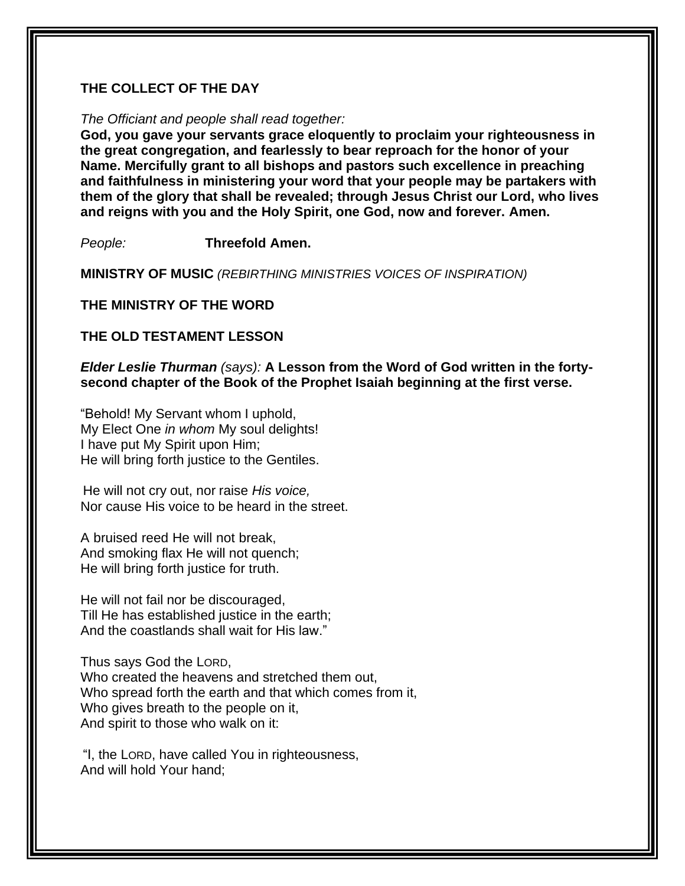**THE COLLECT OF THE DAY**

*The Officiant and people shall read together:*
**God, you gave your servants grace eloquently to proclaim your righteousness in the great congregation, and fearlessly to bear reproach for the honor of your Name. Mercifully grant to all bishops and pastors such excellence in preaching and faithfulness in ministering your word that your people may be partakers with them of the glory that shall be revealed; through Jesus Christ our Lord, who lives and reigns with you and the Holy Spirit, one God, now and forever. Amen.**

*People:* **Threefold Amen.**

**MINISTRY OF MUSIC** *(REBIRTHING MINISTRIES VOICES OF INSPIRATION)*

**THE MINISTRY OF THE WORD**

**THE OLD TESTAMENT LESSON**

***Elder Leslie Thurman*** *(says):* **A Lesson from the Word of God written in the forty-second chapter of the Book of the Prophet Isaiah beginning at the first verse.**

"Behold! My Servant whom I uphold,
My Elect One *in whom* My soul delights!
I have put My Spirit upon Him;
He will bring forth justice to the Gentiles.

He will not cry out, nor raise *His voice,*
Nor cause His voice to be heard in the street.

A bruised reed He will not break,
And smoking flax He will not quench;
He will bring forth justice for truth.

He will not fail nor be discouraged,
Till He has established justice in the earth;
And the coastlands shall wait for His law."

Thus says God the LORD,
Who created the heavens and stretched them out,
Who spread forth the earth and that which comes from it,
Who gives breath to the people on it,
And spirit to those who walk on it:

"I, the LORD, have called You in righteousness,
And will hold Your hand;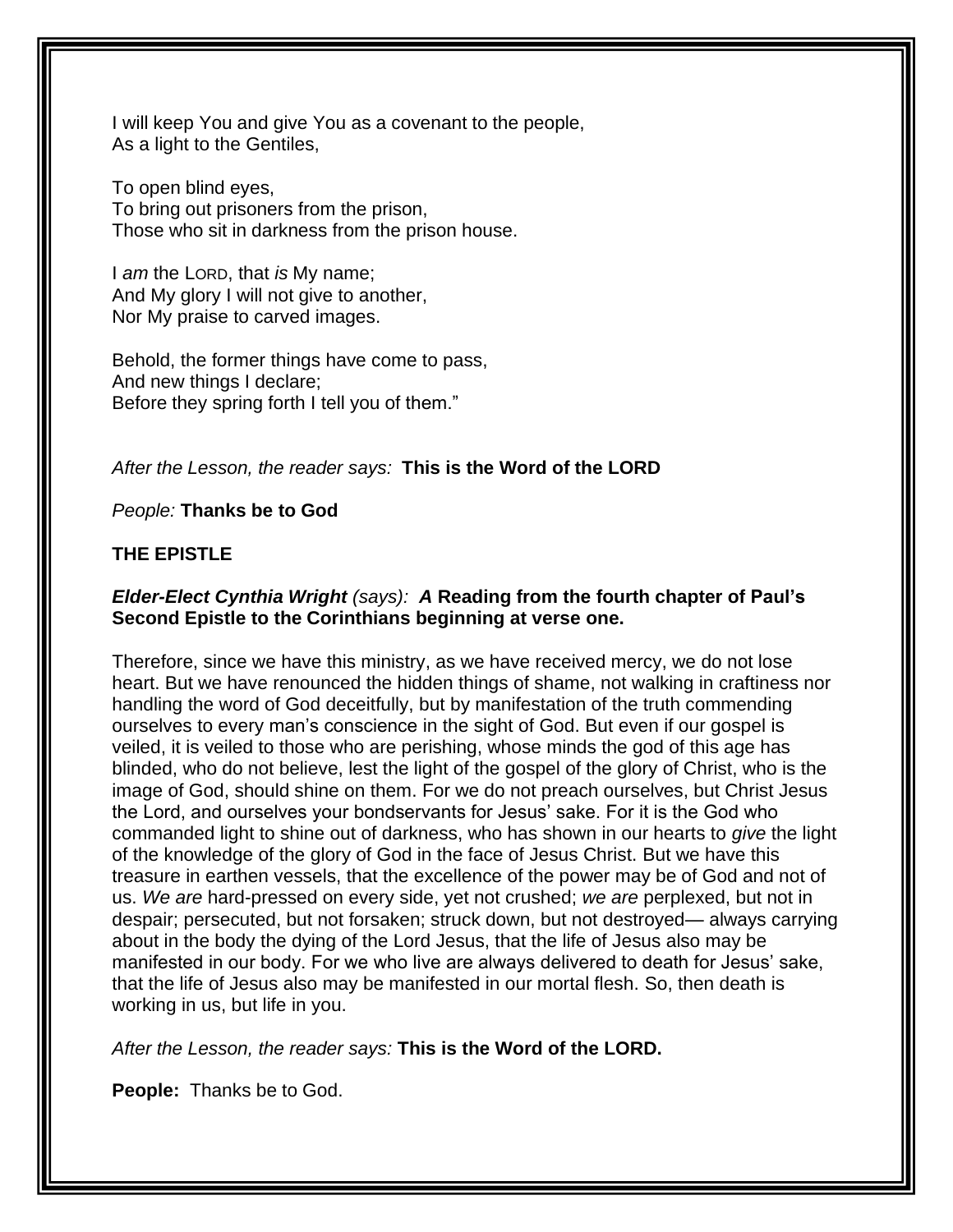I will keep You and give You as a covenant to the people,
As a light to the Gentiles,

To open blind eyes,
To bring out prisoners from the prison,
Those who sit in darkness from the prison house.

I *am* the LORD, that *is* My name;
And My glory I will not give to another,
Nor My praise to carved images.

Behold, the former things have come to pass,
And new things I declare;
Before they spring forth I tell you of them."

*After the Lesson, the reader says:* **This is the Word of the LORD**

*People:* **Thanks be to God**

**THE EPISTLE**

***Elder-Elect Cynthia Wright*** *(says):* ***A*** **Reading from the fourth chapter of Paul's Second Epistle to the Corinthians beginning at verse one.**

Therefore, since we have this ministry, as we have received mercy, we do not lose heart. But we have renounced the hidden things of shame, not walking in craftiness nor handling the word of God deceitfully, but by manifestation of the truth commending ourselves to every man's conscience in the sight of God. But even if our gospel is veiled, it is veiled to those who are perishing, whose minds the god of this age has blinded, who do not believe, lest the light of the gospel of the glory of Christ, who is the image of God, should shine on them. For we do not preach ourselves, but Christ Jesus the Lord, and ourselves your bondservants for Jesus' sake. For it is the God who commanded light to shine out of darkness, who has shown in our hearts to *give* the light of the knowledge of the glory of God in the face of Jesus Christ. But we have this treasure in earthen vessels, that the excellence of the power may be of God and not of us. *We are* hard-pressed on every side, yet not crushed; *we are* perplexed, but not in despair; persecuted, but not forsaken; struck down, but not destroyed— always carrying about in the body the dying of the Lord Jesus, that the life of Jesus also may be manifested in our body. For we who live are always delivered to death for Jesus' sake, that the life of Jesus also may be manifested in our mortal flesh. So, then death is working in us, but life in you.

*After the Lesson, the reader says:* **This is the Word of the LORD.**

**People:** Thanks be to God.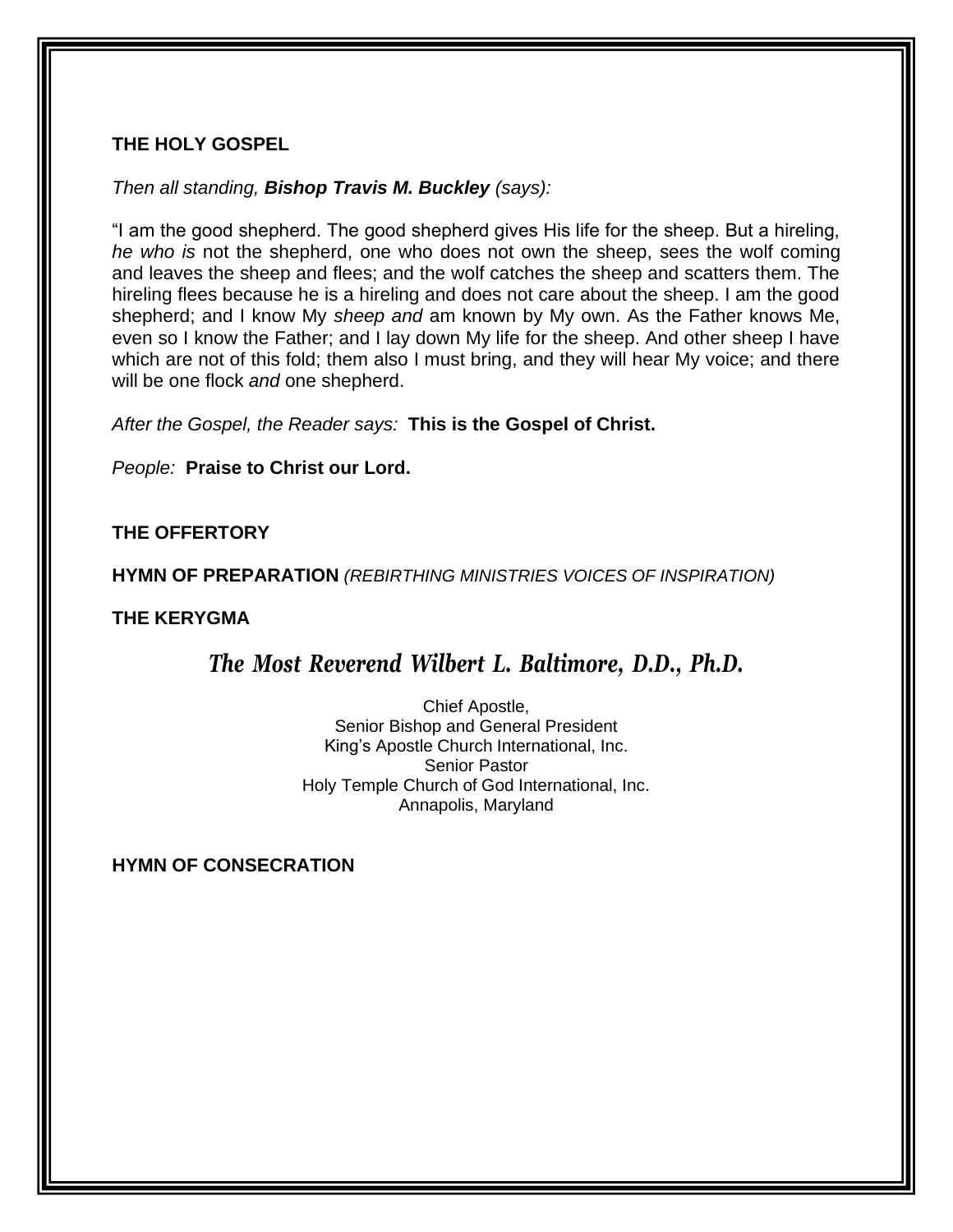**THE HOLY GOSPEL**

*Then all standing,* ***Bishop Travis M. Buckley*** *(says):*

“I am the good shepherd. The good shepherd gives His life for the sheep. But a hireling, *he who is* not the shepherd, one who does not own the sheep, sees the wolf coming and leaves the sheep and flees; and the wolf catches the sheep and scatters them. The hireling flees because he is a hireling and does not care about the sheep. I am the good shepherd; and I know My *sheep and* am known by My own. As the Father knows Me, even so I know the Father; and I lay down My life for the sheep. And other sheep I have which are not of this fold; them also I must bring, and they will hear My voice; and there will be one flock *and* one shepherd.

*After the Gospel, the Reader says:* **This is the Gospel of Christ.**

*People:* **Praise to Christ our Lord.**

**THE OFFERTORY**

**HYMN OF PREPARATION** *(REBIRTHING MINISTRIES VOICES OF INSPIRATION)*

**THE KERYGMA**

***The Most Reverend Wilbert L. Baltimore, D.D., Ph.D.***

Chief Apostle,
Senior Bishop and General President
King’s Apostle Church International, Inc.
Senior Pastor
Holy Temple Church of God International, Inc.
Annapolis, Maryland

**HYMN OF CONSECRATION**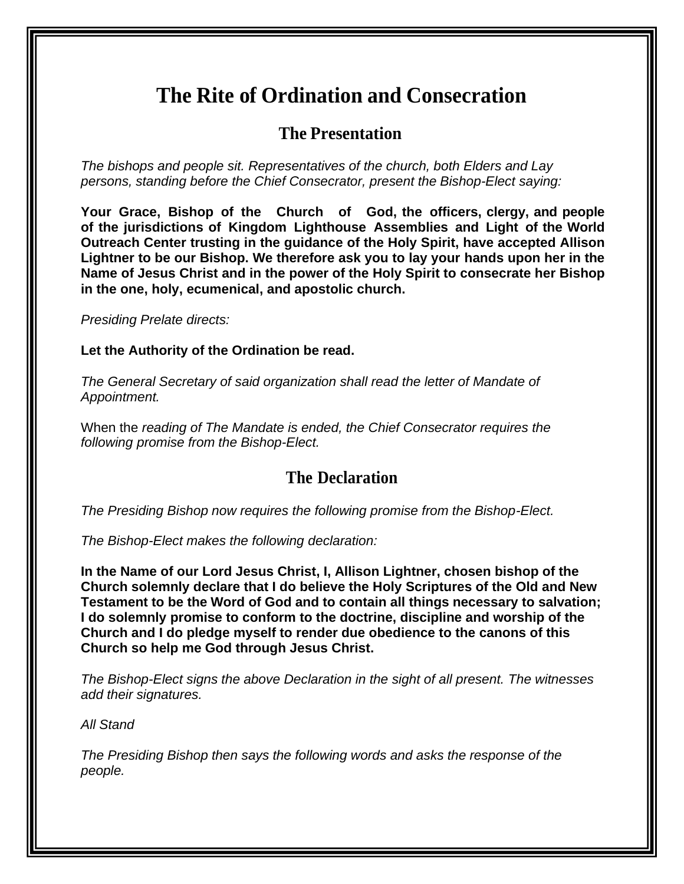# The Rite of Ordination and Consecration

## The Presentation

*The bishops and people sit. Representatives of the church, both Elders and Lay persons, standing before the Chief Consecrator, present the Bishop-Elect saying:*

**Your Grace, Bishop of the Church of God, the officers, clergy, and people of the jurisdictions of Kingdom Lighthouse Assemblies and Light of the World Outreach Center trusting in the guidance of the Holy Spirit, have accepted Allison Lightner to be our Bishop. We therefore ask you to lay your hands upon her in the Name of Jesus Christ and in the power of the Holy Spirit to consecrate her Bishop in the one, holy, ecumenical, and apostolic church.**

*Presiding Prelate directs:*

**Let the Authority of the Ordination be read.**

*The General Secretary of said organization shall read the letter of Mandate of Appointment.*

When the *reading of The Mandate is ended, the Chief Consecrator requires the following promise from the Bishop-Elect.*

## The Declaration

*The Presiding Bishop now requires the following promise from the Bishop-Elect.*

*The Bishop-Elect makes the following declaration:*

**In the Name of our Lord Jesus Christ, I, Allison Lightner, chosen bishop of the Church solemnly declare that I do believe the Holy Scriptures of the Old and New Testament to be the Word of God and to contain all things necessary to salvation; I do solemnly promise to conform to the doctrine, discipline and worship of the Church and I do pledge myself to render due obedience to the canons of this Church so help me God through Jesus Christ.**

*The Bishop-Elect signs the above Declaration in the sight of all present. The witnesses add their signatures.*

*All Stand*

*The Presiding Bishop then says the following words and asks the response of the people.*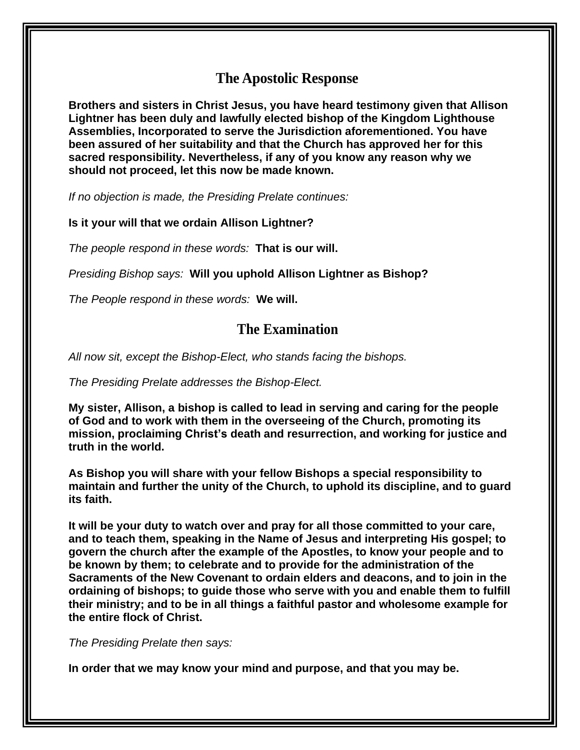## The Apostolic Response

**Brothers and sisters in Christ Jesus, you have heard testimony given that Allison Lightner has been duly and lawfully elected bishop of the Kingdom Lighthouse Assemblies, Incorporated to serve the Jurisdiction aforementioned. You have been assured of her suitability and that the Church has approved her for this sacred responsibility. Nevertheless, if any of you know any reason why we should not proceed, let this now be made known.**

*If no objection is made, the Presiding Prelate continues:*

**Is it your will that we ordain Allison Lightner?**

*The people respond in these words:* **That is our will.**

*Presiding Bishop says:* **Will you uphold Allison Lightner as Bishop?**

*The People respond in these words:* **We will.**

## The Examination

*All now sit, except the Bishop-Elect, who stands facing the bishops.*

*The Presiding Prelate addresses the Bishop-Elect.*

**My sister, Allison, a bishop is called to lead in serving and caring for the people of God and to work with them in the overseeing of the Church, promoting its mission, proclaiming Christ's death and resurrection, and working for justice and truth in the world.**

**As Bishop you will share with your fellow Bishops a special responsibility to maintain and further the unity of the Church, to uphold its discipline, and to guard its faith.**

**It will be your duty to watch over and pray for all those committed to your care, and to teach them, speaking in the Name of Jesus and interpreting His gospel; to govern the church after the example of the Apostles, to know your people and to be known by them; to celebrate and to provide for the administration of the Sacraments of the New Covenant to ordain elders and deacons, and to join in the ordaining of bishops; to guide those who serve with you and enable them to fulfill their ministry; and to be in all things a faithful pastor and wholesome example for the entire flock of Christ.**

*The Presiding Prelate then says:*

**In order that we may know your mind and purpose, and that you may be.**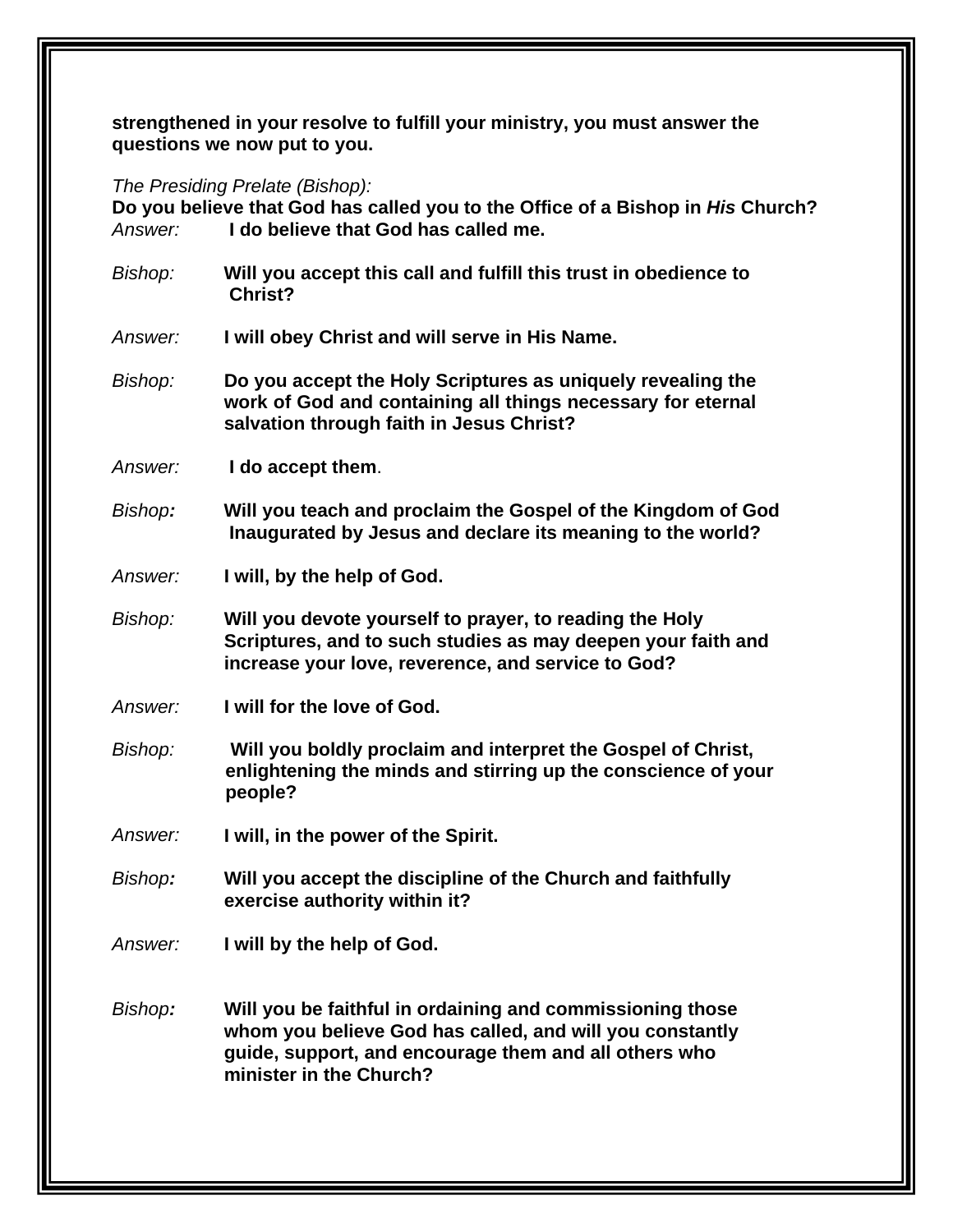**strengthened in your resolve to fulfill your ministry, you must answer the questions we now put to you.**

*The Presiding Prelate (Bishop):*
**Do you believe that God has called you to the Office of a Bishop in *His* Church?**
*Answer:* **I do believe that God has called me.**

*Bishop:* **Will you accept this call and fulfill this trust in obedience to Christ?**

*Answer:* **I will obey Christ and will serve in His Name.**

*Bishop:* **Do you accept the Holy Scriptures as uniquely revealing the work of God and containing all things necessary for eternal salvation through faith in Jesus Christ?**

*Answer:* **I do accept them**.

*Bishop**:*** **Will you teach and proclaim the Gospel of the Kingdom of God Inaugurated by Jesus and declare its meaning to the world?**

*Answer:* **I will, by the help of God.**

*Bishop:* **Will you devote yourself to prayer, to reading the Holy Scriptures, and to such studies as may deepen your faith and increase your love, reverence, and service to God?**

*Answer:* **I will for the love of God.**

*Bishop:* **Will you boldly proclaim and interpret the Gospel of Christ, enlightening the minds and stirring up the conscience of your people?**

*Answer:* **I will, in the power of the Spirit.**

*Bishop**:*** **Will you accept the discipline of the Church and faithfully exercise authority within it?**

*Answer:* **I will by the help of God.**

*Bishop**:*** **Will you be faithful in ordaining and commissioning those whom you believe God has called, and will you constantly guide, support, and encourage them and all others who minister in the Church?**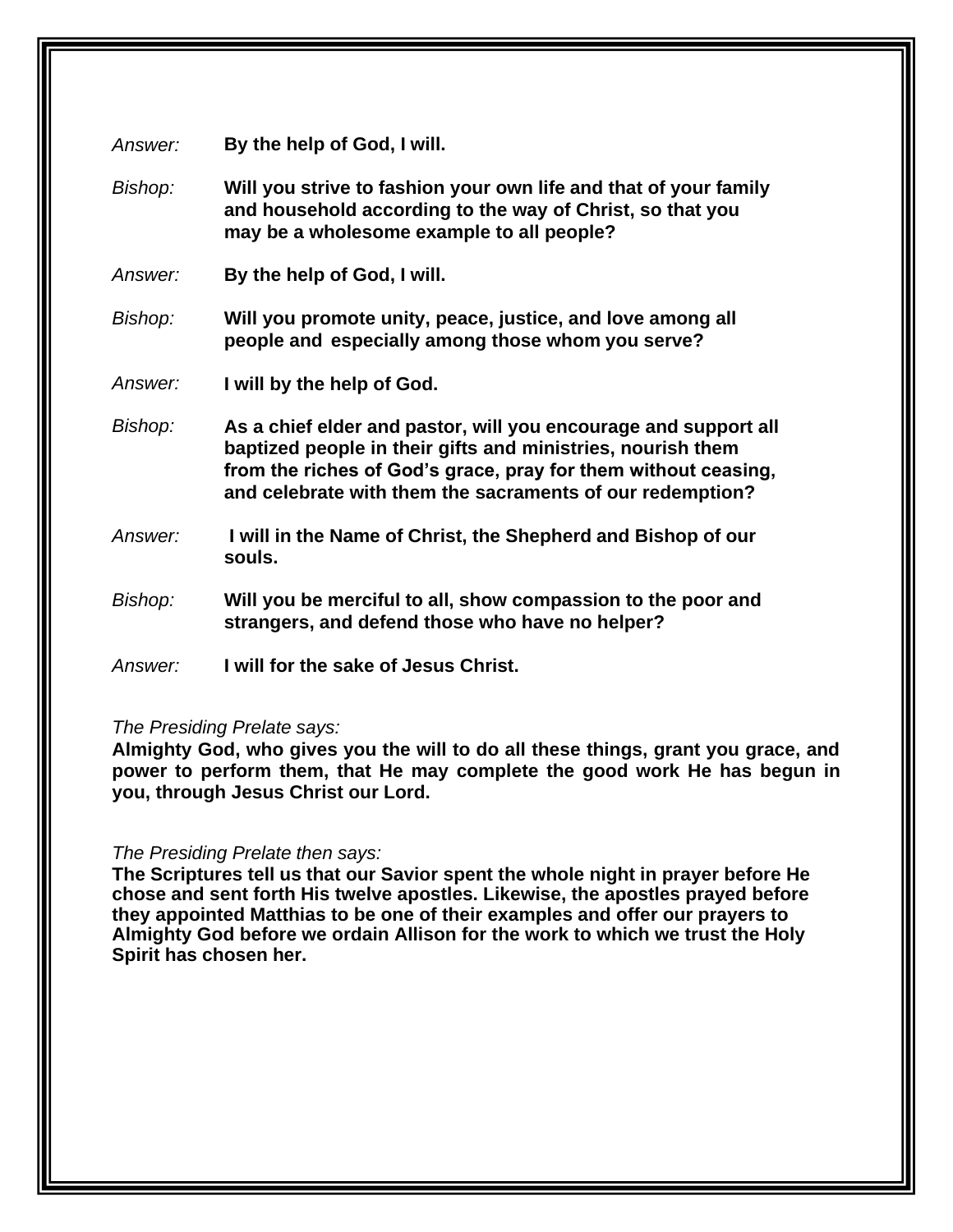*Answer:* **By the help of God, I will.**

*Bishop:* **Will you strive to fashion your own life and that of your family and household according to the way of Christ, so that you may be a wholesome example to all people?**

*Answer:* **By the help of God, I will.**

*Bishop:* **Will you promote unity, peace, justice, and love among all people and especially among those whom you serve?**

*Answer:* **I will by the help of God.**

*Bishop:* **As a chief elder and pastor, will you encourage and support all baptized people in their gifts and ministries, nourish them from the riches of God's grace, pray for them without ceasing, and celebrate with them the sacraments of our redemption?**

*Answer:* **I will in the Name of Christ, the Shepherd and Bishop of our souls.**

*Bishop:* **Will you be merciful to all, show compassion to the poor and strangers, and defend those who have no helper?**

*Answer:* **I will for the sake of Jesus Christ.**

*The Presiding Prelate says:*
**Almighty God, who gives you the will to do all these things, grant you grace, and power to perform them, that He may complete the good work He has begun in you, through Jesus Christ our Lord.**

*The Presiding Prelate then says:*
**The Scriptures tell us that our Savior spent the whole night in prayer before He chose and sent forth His twelve apostles. Likewise, the apostles prayed before they appointed Matthias to be one of their examples and offer our prayers to Almighty God before we ordain Allison for the work to which we trust the Holy Spirit has chosen her.**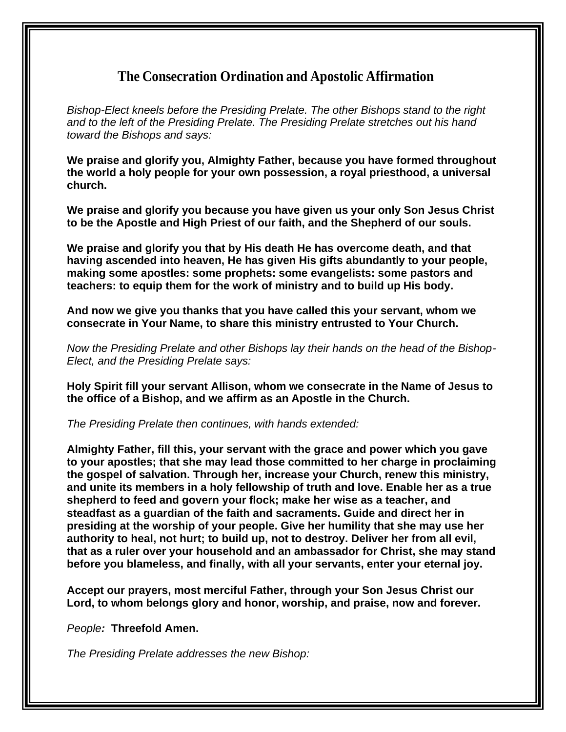## The Consecration Ordination and Apostolic Affirmation

*Bishop-Elect kneels before the Presiding Prelate. The other Bishops stand to the right and to the left of the Presiding Prelate. The Presiding Prelate stretches out his hand toward the Bishops and says:*

**We praise and glorify you, Almighty Father, because you have formed throughout the world a holy people for your own possession, a royal priesthood, a universal church.**

**We praise and glorify you because you have given us your only Son Jesus Christ to be the Apostle and High Priest of our faith, and the Shepherd of our souls.**

**We praise and glorify you that by His death He has overcome death, and that having ascended into heaven, He has given His gifts abundantly to your people, making some apostles: some prophets: some evangelists: some pastors and teachers: to equip them for the work of ministry and to build up His body.**

**And now we give you thanks that you have called this your servant, whom we consecrate in Your Name, to share this ministry entrusted to Your Church.**

*Now the Presiding Prelate and other Bishops lay their hands on the head of the Bishop-Elect, and the Presiding Prelate says:*

**Holy Spirit fill your servant Allison, whom we consecrate in the Name of Jesus to the office of a Bishop, and we affirm as an Apostle in the Church.**

*The Presiding Prelate then continues, with hands extended:*

**Almighty Father, fill this, your servant with the grace and power which you gave to your apostles; that she may lead those committed to her charge in proclaiming the gospel of salvation. Through her, increase your Church, renew this ministry, and unite its members in a holy fellowship of truth and love. Enable her as a true shepherd to feed and govern your flock; make her wise as a teacher, and steadfast as a guardian of the faith and sacraments. Guide and direct her in presiding at the worship of your people. Give her humility that she may use her authority to heal, not hurt; to build up, not to destroy. Deliver her from all evil, that as a ruler over your household and an ambassador for Christ, she may stand before you blameless, and finally, with all your servants, enter your eternal joy.**

**Accept our prayers, most merciful Father, through your Son Jesus Christ our Lord, to whom belongs glory and honor, worship, and praise, now and forever.**

*People:* **Threefold Amen.**

*The Presiding Prelate addresses the new Bishop:*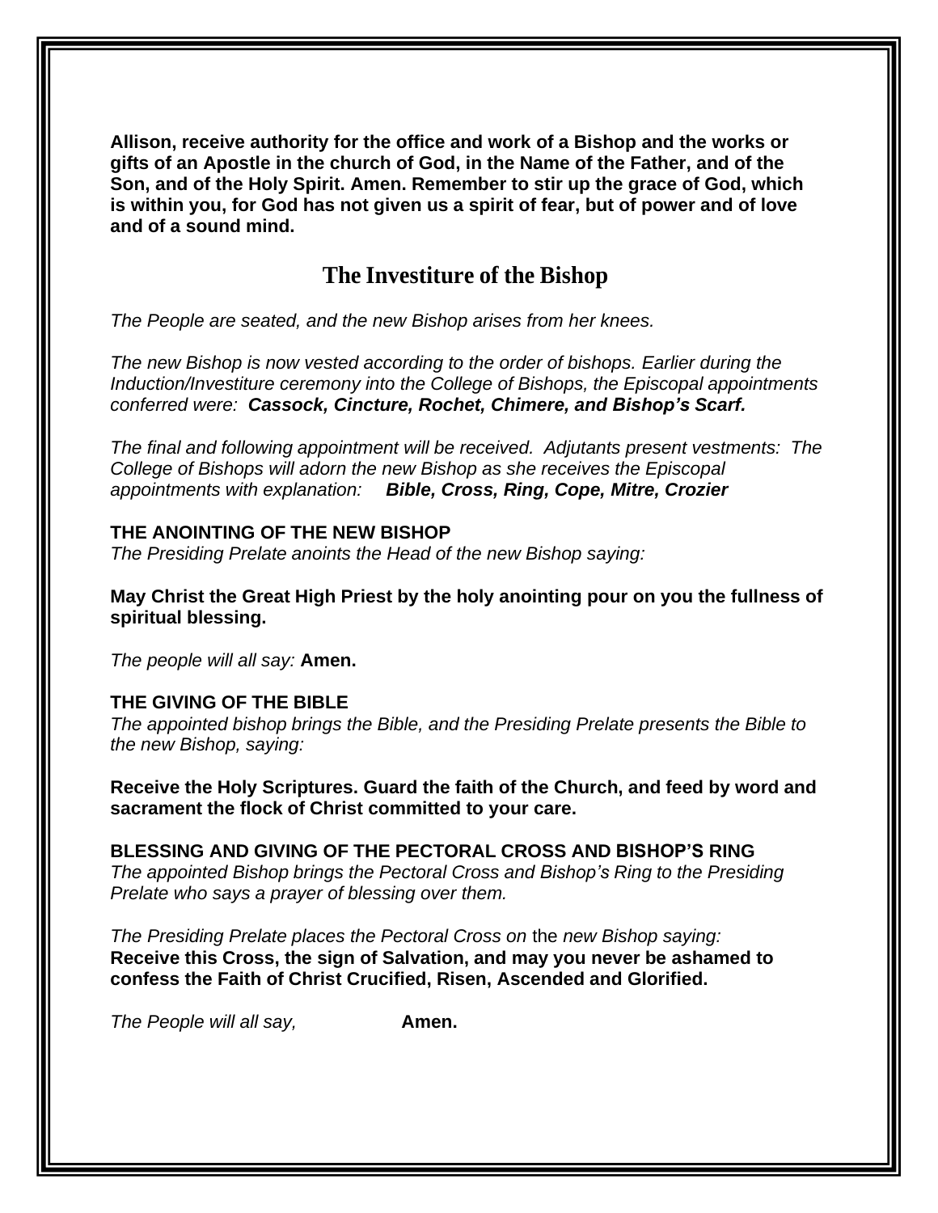**Allison, receive authority for the office and work of a Bishop and the works or gifts of an Apostle in the church of God, in the Name of the Father, and of the Son, and of the Holy Spirit. Amen. Remember to stir up the grace of God, which is within you, for God has not given us a spirit of fear, but of power and of love and of a sound mind.**

## The Investiture of the Bishop

*The People are seated, and the new Bishop arises from her knees.*

*The new Bishop is now vested according to the order of bishops. Earlier during the Induction/Investiture ceremony into the College of Bishops, the Episcopal appointments conferred were:* ***Cassock, Cincture, Rochet, Chimere, and Bishop's Scarf.***

*The final and following appointment will be received. Adjutants present vestments: The College of Bishops will adorn the new Bishop as she receives the Episcopal appointments with explanation:* ***Bible, Cross, Ring, Cope, Mitre, Crozier***

**THE ANOINTING OF THE NEW BISHOP**
*The Presiding Prelate anoints the Head of the new Bishop saying:*

**May Christ the Great High Priest by the holy anointing pour on you the fullness of spiritual blessing.**

*The people will all say:* **Amen.**

**THE GIVING OF THE BIBLE**
*The appointed bishop brings the Bible, and the Presiding Prelate presents the Bible to the new Bishop, saying:*

**Receive the Holy Scriptures. Guard the faith of the Church, and feed by word and sacrament the flock of Christ committed to your care.**

**BLESSING AND GIVING OF THE PECTORAL CROSS AND BISHOP'S RING**
*The appointed Bishop brings the Pectoral Cross and Bishop's Ring to the Presiding Prelate who says a prayer of blessing over them.*

*The Presiding Prelate places the Pectoral Cross on* the *new Bishop saying:*
**Receive this Cross, the sign of Salvation, and may you never be ashamed to confess the Faith of Christ Crucified, Risen, Ascended and Glorified.**

*The People will all say,* **Amen.**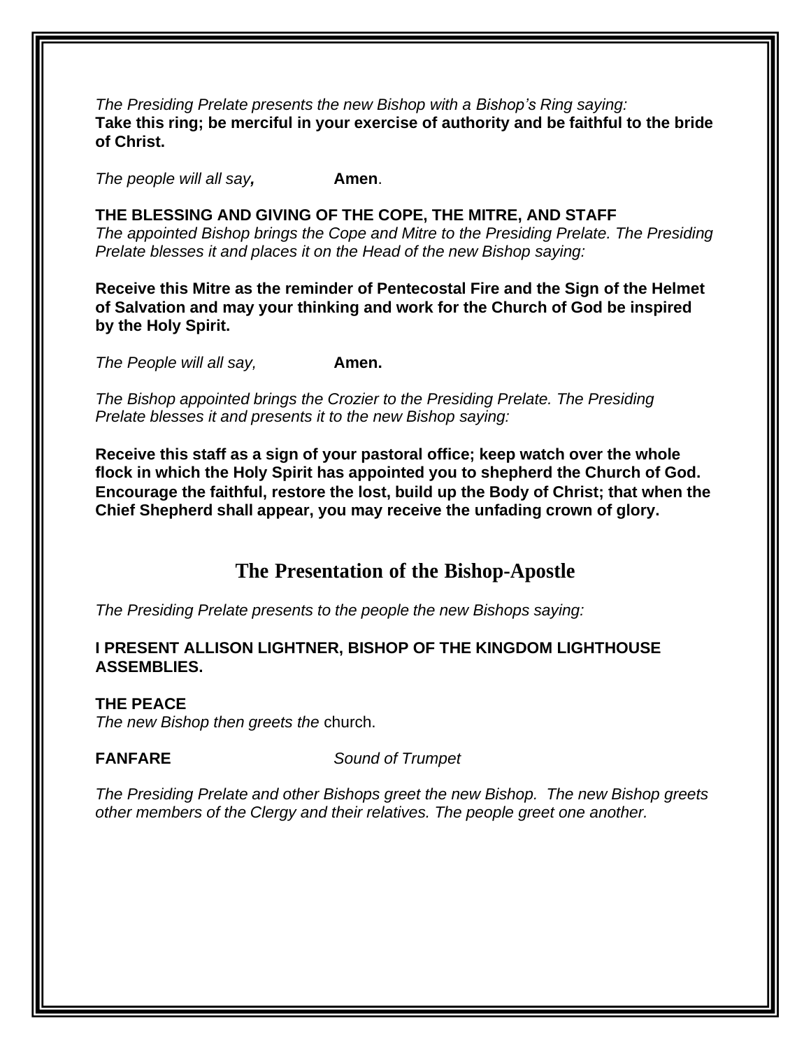*The Presiding Prelate presents the new Bishop with a Bishop's Ring saying:*
**Take this ring; be merciful in your exercise of authority and be faithful to the bride of Christ.**

*The people will all say,* **Amen**.

**THE BLESSING AND GIVING OF THE COPE, THE MITRE, AND STAFF**
*The appointed Bishop brings the Cope and Mitre to the Presiding Prelate. The Presiding Prelate blesses it and places it on the Head of the new Bishop saying:*

**Receive this Mitre as the reminder of Pentecostal Fire and the Sign of the Helmet of Salvation and may your thinking and work for the Church of God be inspired by the Holy Spirit.**

*The People will all say,* **Amen.**

*The Bishop appointed brings the Crozier to the Presiding Prelate. The Presiding Prelate blesses it and presents it to the new Bishop saying:*

**Receive this staff as a sign of your pastoral office; keep watch over the whole flock in which the Holy Spirit has appointed you to shepherd the Church of God. Encourage the faithful, restore the lost, build up the Body of Christ; that when the Chief Shepherd shall appear, you may receive the unfading crown of glory.**

## The Presentation of the Bishop-Apostle

*The Presiding Prelate presents to the people the new Bishops saying:*

**I PRESENT ALLISON LIGHTNER, BISHOP OF THE KINGDOM LIGHTHOUSE ASSEMBLIES.**

**THE PEACE**
*The new Bishop then greets the* church.

**FANFARE** *Sound of Trumpet*

*The Presiding Prelate and other Bishops greet the new Bishop. The new Bishop greets other members of the Clergy and their relatives. The people greet one another.*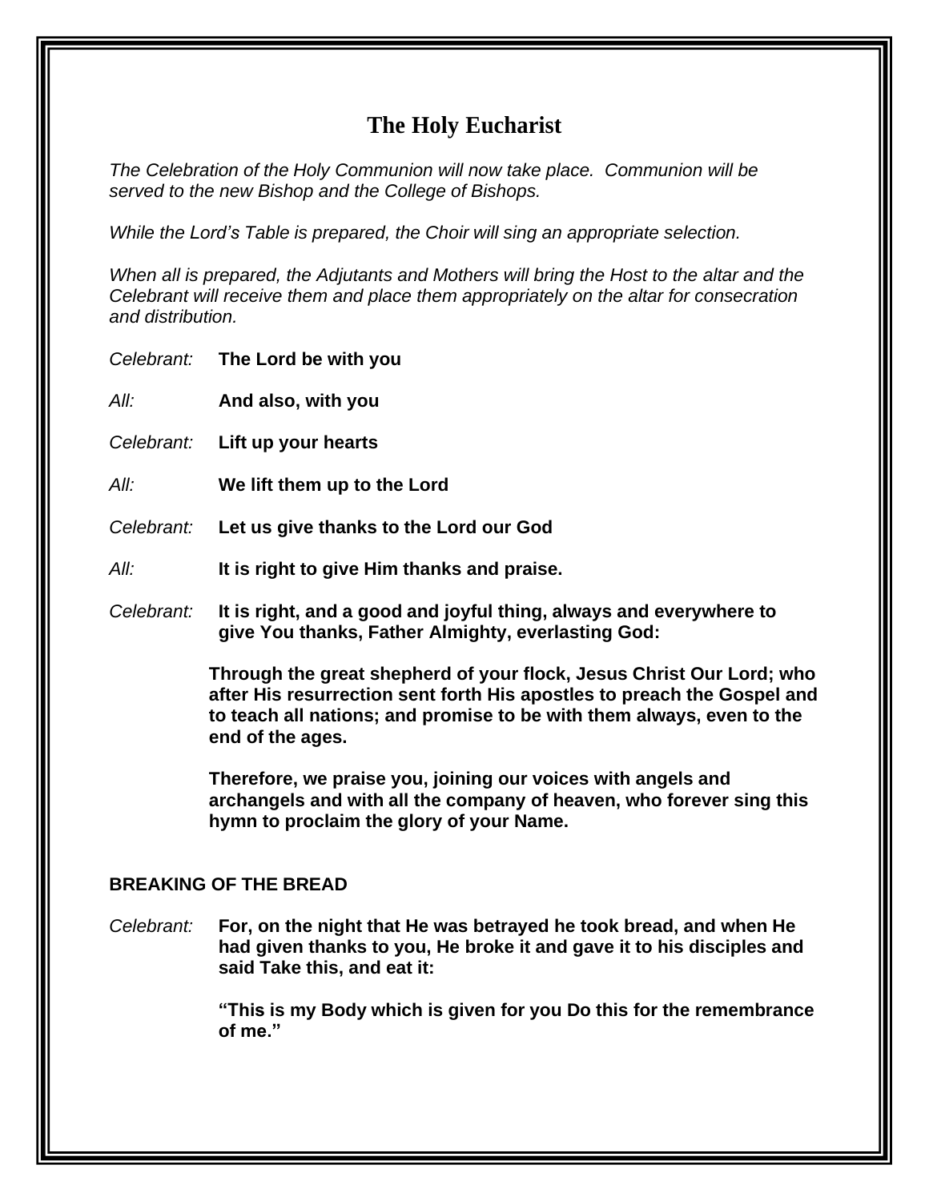## The Holy Eucharist

*The Celebration of the Holy Communion will now take place. Communion will be served to the new Bishop and the College of Bishops.*

*While the Lord's Table is prepared, the Choir will sing an appropriate selection.*

*When all is prepared, the Adjutants and Mothers will bring the Host to the altar and the Celebrant will receive them and place them appropriately on the altar for consecration and distribution.*

*Celebrant:* **The Lord be with you**

*All:* **And also, with you**

*Celebrant:* **Lift up your hearts**

*All:* **We lift them up to the Lord**

*Celebrant:* **Let us give thanks to the Lord our God**

*All:* **It is right to give Him thanks and praise.**

*Celebrant:* **It is right, and a good and joyful thing, always and everywhere to give You thanks, Father Almighty, everlasting God:**

**Through the great shepherd of your flock, Jesus Christ Our Lord; who after His resurrection sent forth His apostles to preach the Gospel and to teach all nations; and promise to be with them always, even to the end of the ages.**

**Therefore, we praise you, joining our voices with angels and archangels and with all the company of heaven, who forever sing this hymn to proclaim the glory of your Name.**

**BREAKING OF THE BREAD**

*Celebrant:* **For, on the night that He was betrayed he took bread, and when He had given thanks to you, He broke it and gave it to his disciples and said Take this, and eat it:**

**"This is my Body which is given for you Do this for the remembrance of me."**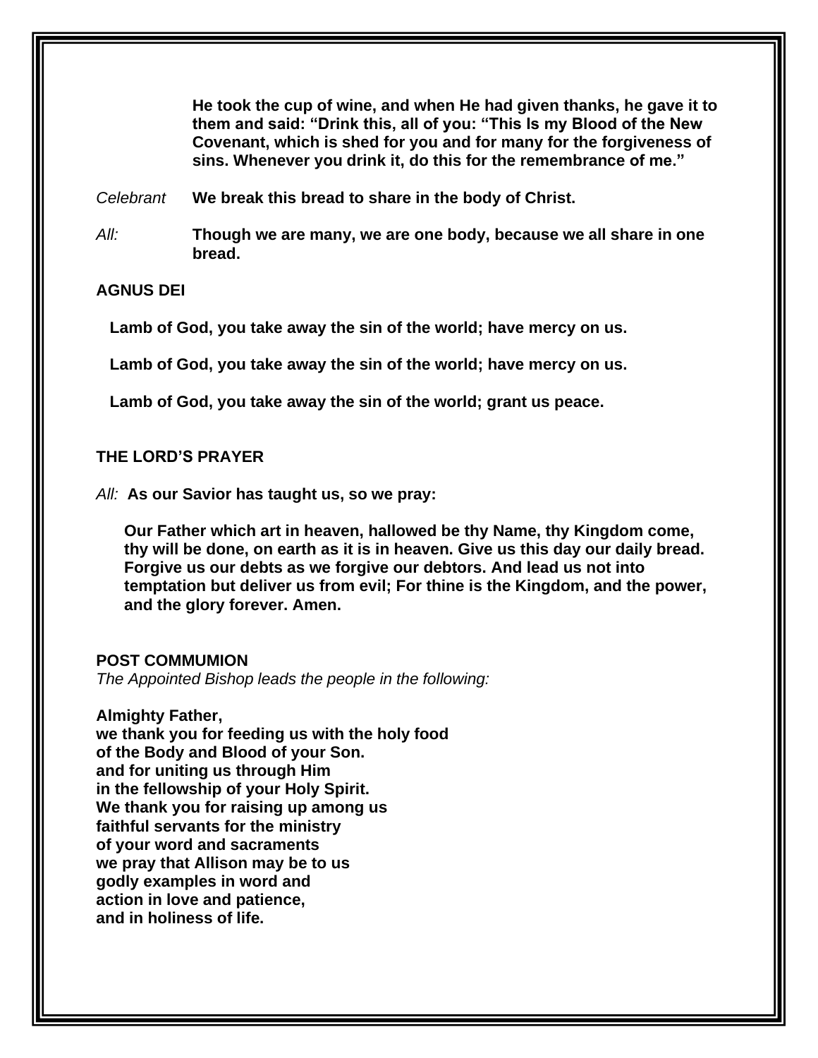**He took the cup of wine, and when He had given thanks, he gave it to them and said: "Drink this, all of you: "This Is my Blood of the New Covenant, which is shed for you and for many for the forgiveness of sins. Whenever you drink it, do this for the remembrance of me."**

*Celebrant* **We break this bread to share in the body of Christ.**

*All:* **Though we are many, we are one body, because we all share in one bread.**

**AGNUS DEI**

**Lamb of God, you take away the sin of the world; have mercy on us.**

**Lamb of God, you take away the sin of the world; have mercy on us.**

**Lamb of God, you take away the sin of the world; grant us peace.**

**THE LORD'S PRAYER**

*All:* **As our Savior has taught us, so we pray:**

**Our Father which art in heaven, hallowed be thy Name, thy Kingdom come, thy will be done, on earth as it is in heaven. Give us this day our daily bread. Forgive us our debts as we forgive our debtors. And lead us not into temptation but deliver us from evil; For thine is the Kingdom, and the power, and the glory forever. Amen.**

**POST COMMUMION**

*The Appointed Bishop leads the people in the following:*

**Almighty Father,**
**we thank you for feeding us with the holy food**
**of the Body and Blood of your Son.**
**and for uniting us through Him**
**in the fellowship of your Holy Spirit.**
**We thank you for raising up among us**
**faithful servants for the ministry**
**of your word and sacraments**
**we pray that Allison may be to us**
**godly examples in word and**
**action in love and patience,**
**and in holiness of life.**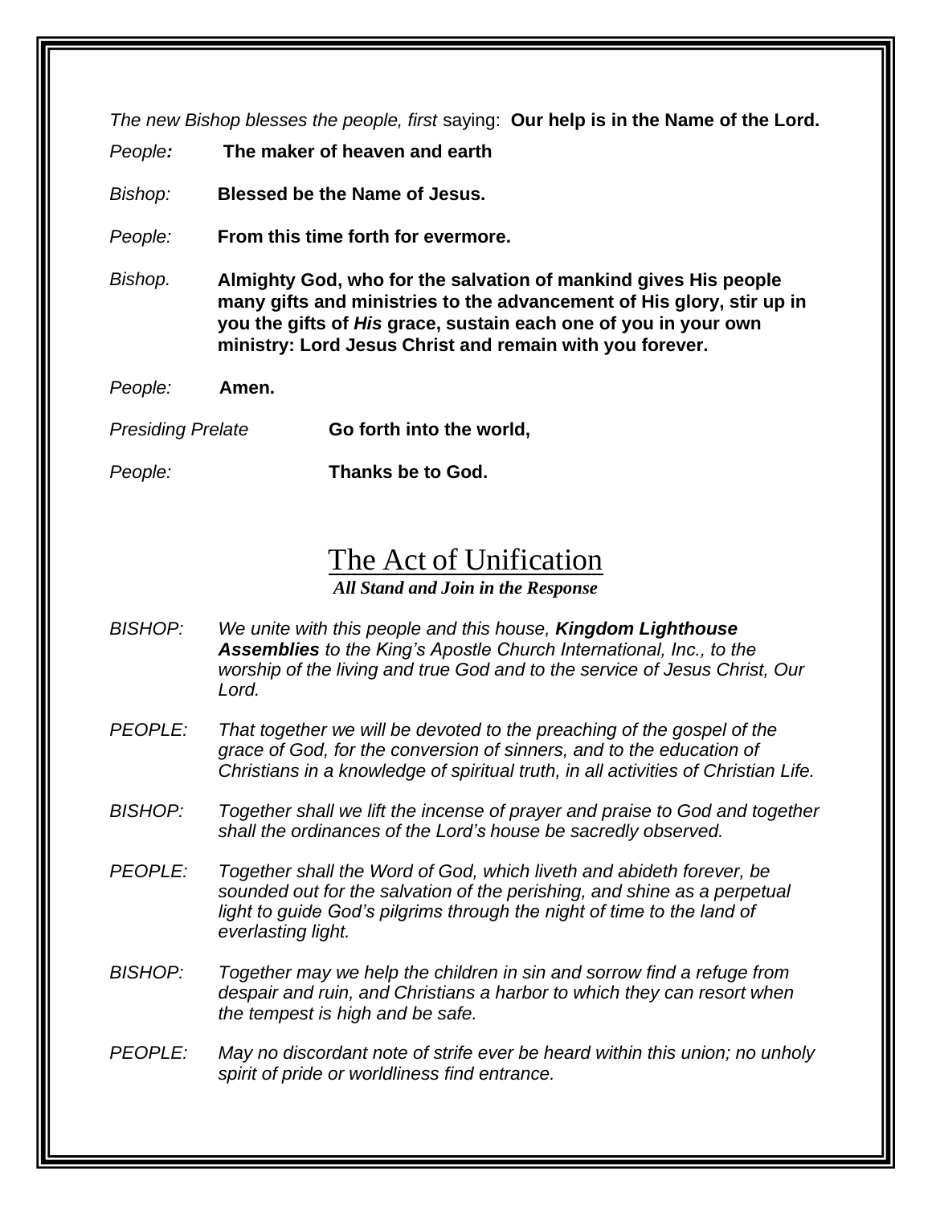*The new Bishop blesses the people, first* saying: **Our help is in the Name of the Lord.**

*People**:*** **The maker of heaven and earth**

*Bishop:* **Blessed be the Name of Jesus.**

*People:* **From this time forth for evermore.**

*Bishop.* **Almighty God, who for the salvation of mankind gives His people many gifts and ministries to the advancement of His glory, stir up in you the gifts of *His* grace, sustain each one of you in your own ministry: Lord Jesus Christ and remain with you forever.**

*People:* **Amen.**

*Presiding Prelate* **Go forth into the world,**

*People:* **Thanks be to God.**

# The Act of Unification

***All Stand and Join in the Response***

*BISHOP:* *We unite with this people and this house, **Kingdom Lighthouse Assemblies** to the King's Apostle Church International, Inc., to the worship of the living and true God and to the service of Jesus Christ, Our Lord.*

*PEOPLE:* *That together we will be devoted to the preaching of the gospel of the grace of God, for the conversion of sinners, and to the education of Christians in a knowledge of spiritual truth, in all activities of Christian Life.*

*BISHOP:* *Together shall we lift the incense of prayer and praise to God and together shall the ordinances of the Lord's house be sacredly observed.*

*PEOPLE:* *Together shall the Word of God, which liveth and abideth forever, be sounded out for the salvation of the perishing, and shine as a perpetual light to guide God's pilgrims through the night of time to the land of everlasting light.*

*BISHOP:* *Together may we help the children in sin and sorrow find a refuge from despair and ruin, and Christians a harbor to which they can resort when the tempest is high and be safe.*

*PEOPLE:* *May no discordant note of strife ever be heard within this union; no unholy spirit of pride or worldliness find entrance.*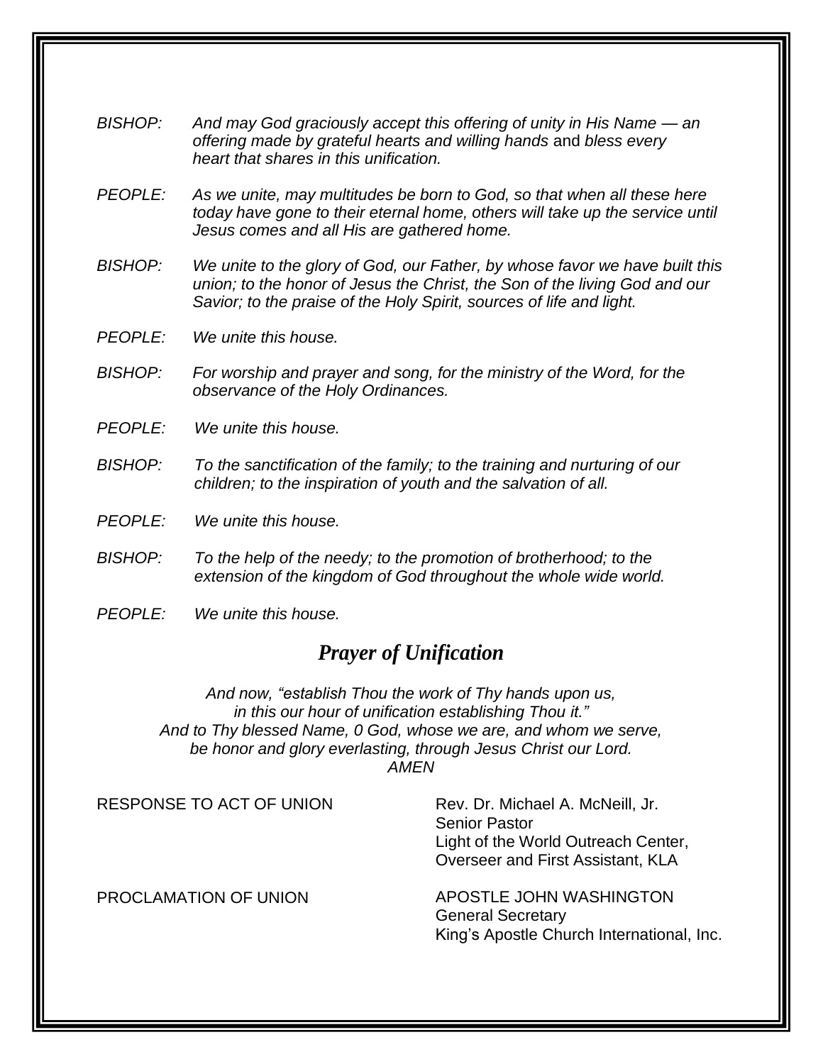*BISHOP:* *And may God graciously accept this offering of unity in His Name — an offering made by grateful hearts and willing hands* and *bless every heart that shares in this unification.*

*PEOPLE:* *As we unite, may multitudes be born to God, so that when all these here today have gone to their eternal home, others will take up the service until Jesus comes and all His are gathered home.*

*BISHOP:* *We unite to the glory of God, our Father, by whose favor we have built this union; to the honor of Jesus the Christ, the Son of the living God and our Savior; to the praise of the Holy Spirit, sources of life and light.*

*PEOPLE:* *We unite this house.*

*BISHOP:* *For worship and prayer and song, for the ministry of the Word, for the observance of the Holy Ordinances.*

*PEOPLE:* *We unite this house.*

*BISHOP:* *To the sanctification of the family; to the training and nurturing of our children; to the inspiration of youth and the salvation of all.*

*PEOPLE:* *We unite this house.*

*BISHOP:* *To the help of the needy; to the promotion of brotherhood; to the extension of the kingdom of God throughout the whole wide world.*

*PEOPLE:* *We unite this house.*

## *Prayer of Unification*

*And now, "establish Thou the work of Thy hands upon us,*
*in this our hour of unification establishing Thou it."*
*And to Thy blessed Name, 0 God, whose we are, and whom we serve,*
*be honor and glory everlasting, through Jesus Christ our Lord.*
*AMEN*

RESPONSE TO ACT OF UNION — Rev. Dr. Michael A. McNeill, Jr.
Senior Pastor
Light of the World Outreach Center,
Overseer and First Assistant, KLA

PROCLAMATION OF UNION — APOSTLE JOHN WASHINGTON
General Secretary
King's Apostle Church International, Inc.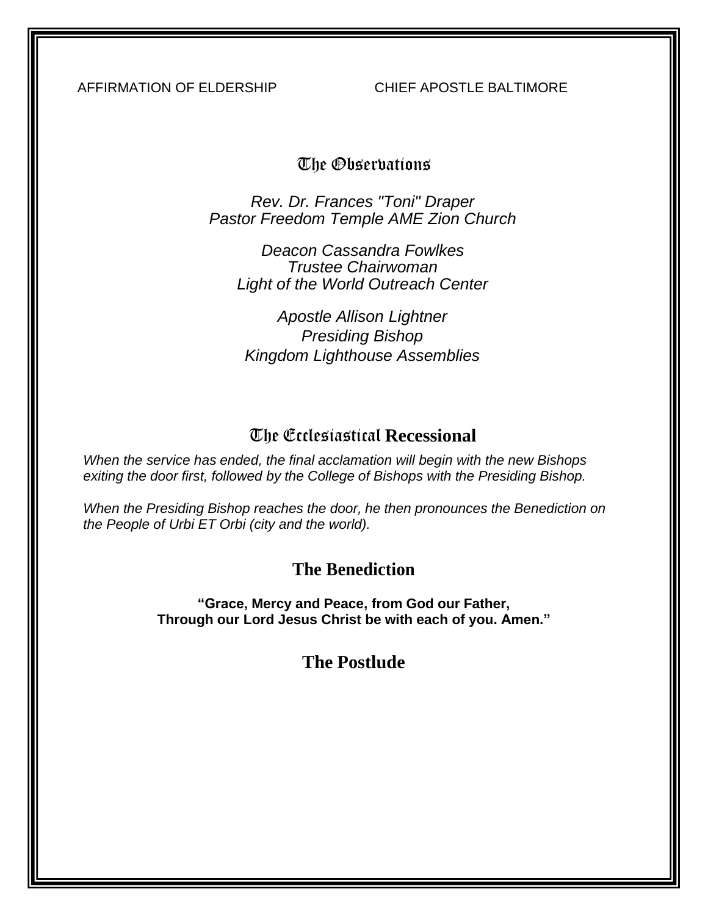AFFIRMATION OF ELDERSHIP CHIEF APOSTLE BALTIMORE

## The Observations

*Rev. Dr. Frances "Toni" Draper*
*Pastor Freedom Temple AME Zion Church*

*Deacon Cassandra Fowlkes*
*Trustee Chairwoman*
*Light of the World Outreach Center*

*Apostle Allison Lightner*
*Presiding Bishop*
*Kingdom Lighthouse Assemblies*

## The Ecclesiastical Recessional

*When the service has ended, the final acclamation will begin with the new Bishops exiting the door first, followed by the College of Bishops with the Presiding Bishop.*

*When the Presiding Bishop reaches the door, he then pronounces the Benediction on the People of Urbi ET Orbi (city and the world).*

## The Benediction

**"Grace, Mercy and Peace, from God our Father,**
**Through our Lord Jesus Christ be with each of you. Amen."**

## The Postlude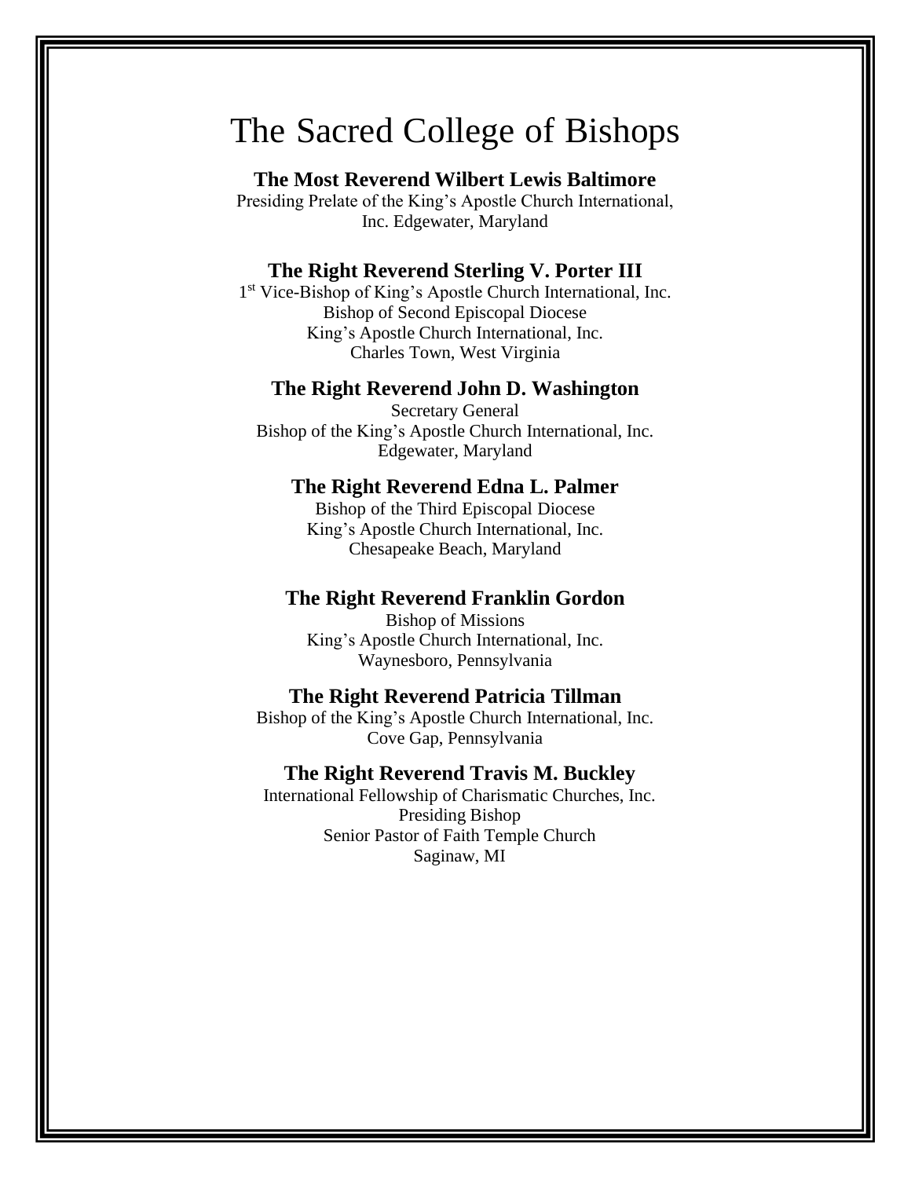# The Sacred College of Bishops

**The Most Reverend Wilbert Lewis Baltimore**
Presiding Prelate of the King's Apostle Church International, Inc. Edgewater, Maryland

**The Right Reverend Sterling V. Porter III**
1st Vice-Bishop of King's Apostle Church International, Inc.
Bishop of Second Episcopal Diocese
King's Apostle Church International, Inc.
Charles Town, West Virginia

**The Right Reverend John D. Washington**
Secretary General
Bishop of the King's Apostle Church International, Inc.
Edgewater, Maryland

**The Right Reverend Edna L. Palmer**
Bishop of the Third Episcopal Diocese
King's Apostle Church International, Inc.
Chesapeake Beach, Maryland

**The Right Reverend Franklin Gordon**
Bishop of Missions
King's Apostle Church International, Inc.
Waynesboro, Pennsylvania

**The Right Reverend Patricia Tillman**
Bishop of the King's Apostle Church International, Inc.
Cove Gap, Pennsylvania

**The Right Reverend Travis M. Buckley**
International Fellowship of Charismatic Churches, Inc.
Presiding Bishop
Senior Pastor of Faith Temple Church
Saginaw, MI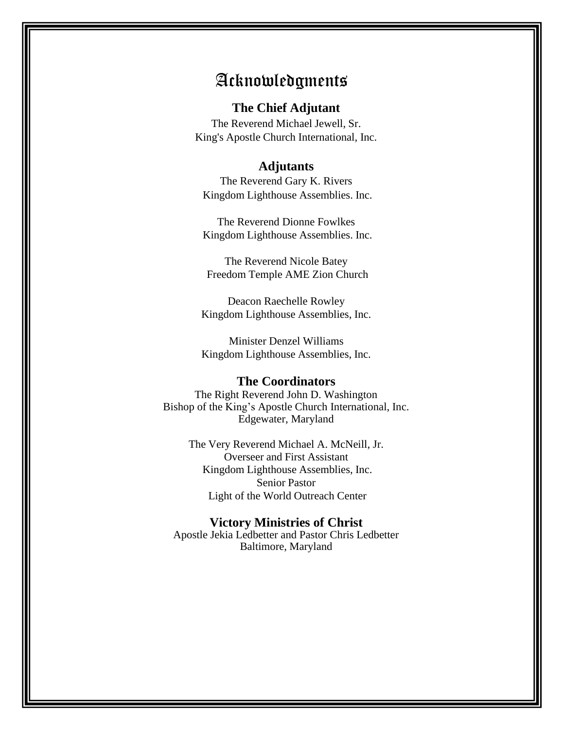# Acknowledgments

## The Chief Adjutant

The Reverend Michael Jewell, Sr.
King's Apostle Church International, Inc.

## Adjutants

The Reverend Gary K. Rivers
Kingdom Lighthouse Assemblies. Inc.

The Reverend Dionne Fowlkes
Kingdom Lighthouse Assemblies. Inc.

The Reverend Nicole Batey
Freedom Temple AME Zion Church

Deacon Raechelle Rowley
Kingdom Lighthouse Assemblies, Inc.

Minister Denzel Williams
Kingdom Lighthouse Assemblies, Inc.

## The Coordinators

The Right Reverend John D. Washington
Bishop of the King's Apostle Church International, Inc.
Edgewater, Maryland

The Very Reverend Michael A. McNeill, Jr.
Overseer and First Assistant
Kingdom Lighthouse Assemblies, Inc.
Senior Pastor
Light of the World Outreach Center

## Victory Ministries of Christ

Apostle Jekia Ledbetter and Pastor Chris Ledbetter
Baltimore, Maryland